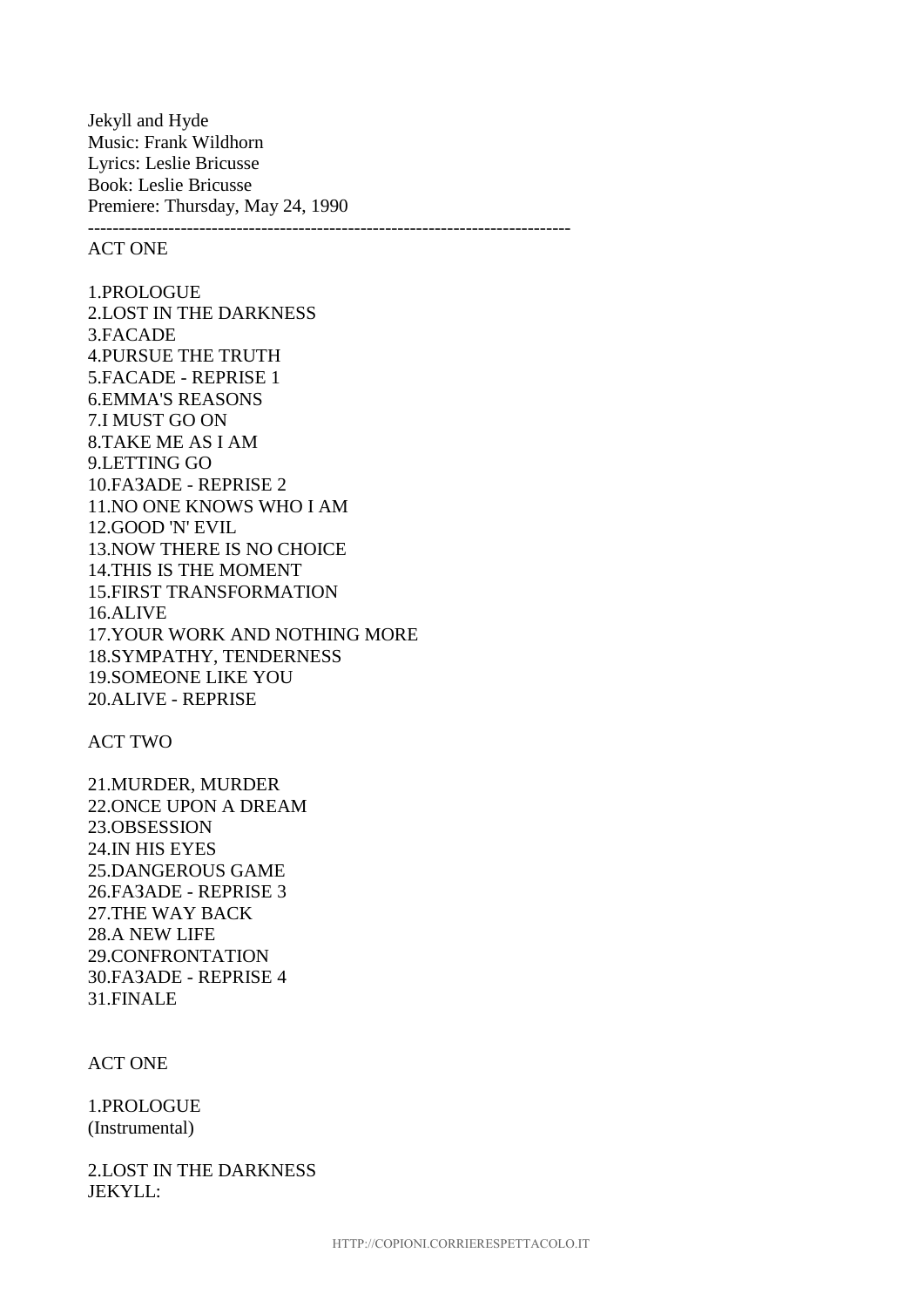Jekyll and Hyde
Music: Frank Wildhorn
Lyrics: Leslie Bricusse
Book: Leslie Bricusse
Premiere: Thursday, May 24, 1990

---

ACT ONE

1.PROLOGUE
2.LOST IN THE DARKNESS
3.FACADE
4.PURSUE THE TRUTH
5.FACADE - REPRISE 1
6.EMMA'S REASONS
7.I MUST GO ON
8.TAKE ME AS I AM
9.LETTING GO
10.FA3ADE - REPRISE 2
11.NO ONE KNOWS WHO I AM
12.GOOD 'N' EVIL
13.NOW THERE IS NO CHOICE
14.THIS IS THE MOMENT
15.FIRST TRANSFORMATION
16.ALIVE
17.YOUR WORK AND NOTHING MORE
18.SYMPATHY, TENDERNESS
19.SOMEONE LIKE YOU
20.ALIVE - REPRISE

ACT TWO

21.MURDER, MURDER
22.ONCE UPON A DREAM
23.OBSESSION
24.IN HIS EYES
25.DANGEROUS GAME
26.FA3ADE - REPRISE 3
27.THE WAY BACK
28.A NEW LIFE
29.CONFRONTATION
30.FA3ADE - REPRISE 4
31.FINALE

ACT ONE

1.PROLOGUE
(Instrumental)

2.LOST IN THE DARKNESS
JEKYLL: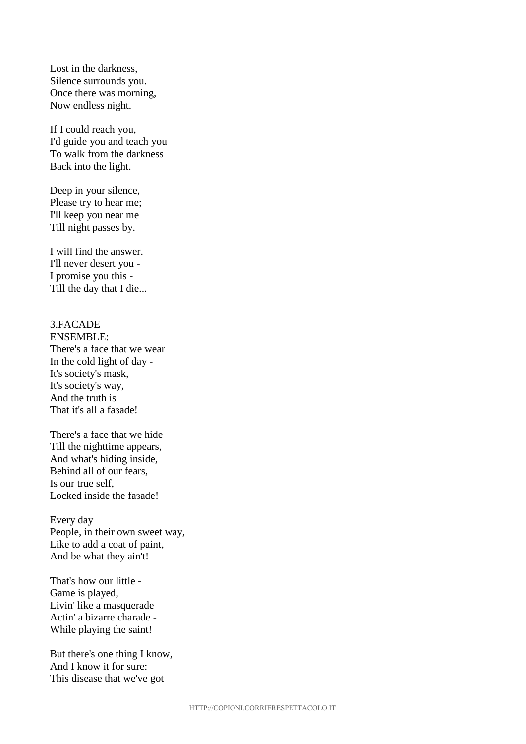Lost in the darkness,
Silence surrounds you.
Once there was morning,
Now endless night.

If I could reach you,
I'd guide you and teach you
To walk from the darkness
Back into the light.

Deep in your silence,
Please try to hear me;
I'll keep you near me
Till night passes by.

I will find the answer.
I'll never desert you -
I promise you this -
Till the day that I die...

3.FACADE
ENSEMBLE:
There's a face that we wear
In the cold light of day -
It's society's mask,
It's society's way,
And the truth is
That it's all a faзade!

There's a face that we hide
Till the nighttime appears,
And what's hiding inside,
Behind all of our fears,
Is our true self,
Locked inside the faзade!

Every day
People, in their own sweet way,
Like to add a coat of paint,
And be what they ain't!

That's how our little -
Game is played,
Livin' like a masquerade
Actin' a bizarre charade -
While playing the saint!

But there's one thing I know,
And I know it for sure:
This disease that we've got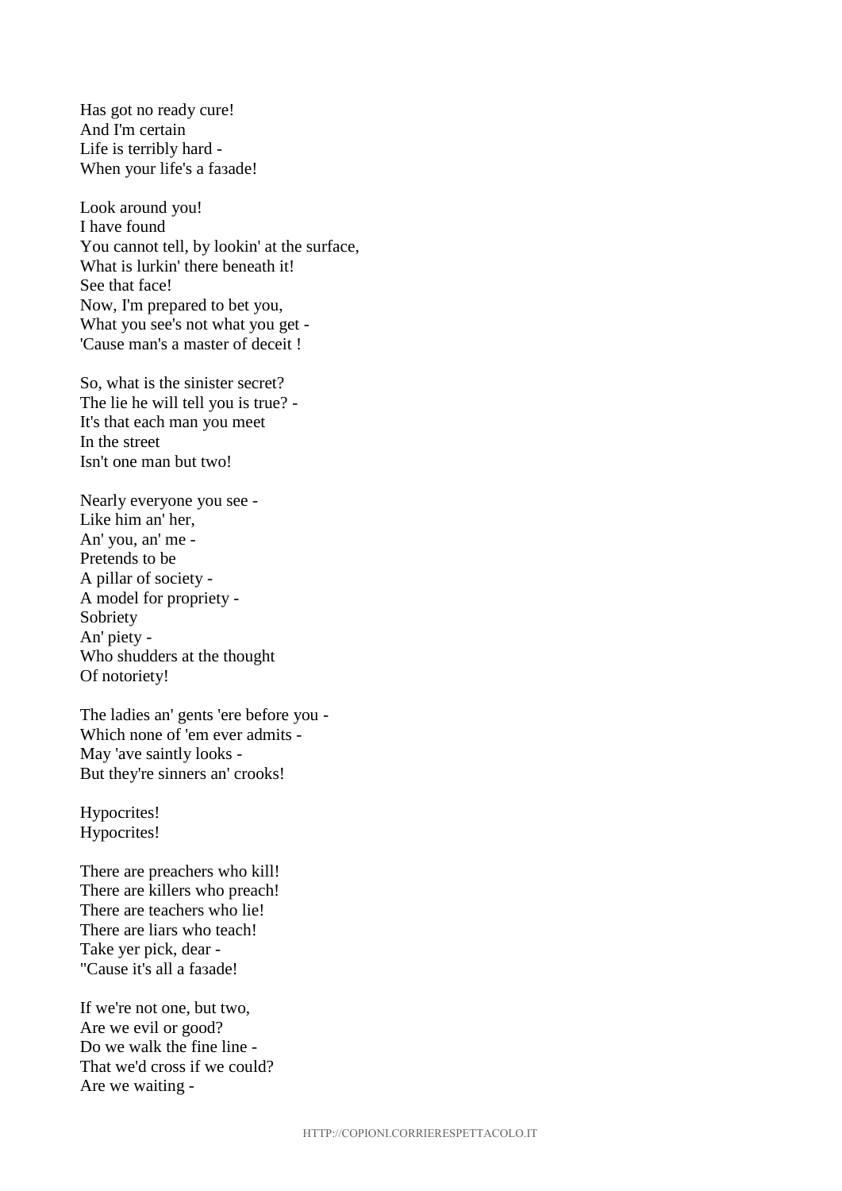Has got no ready cure!
And I'm certain
Life is terribly hard -
When your life's a faзade!

Look around you!
I have found
You cannot tell, by lookin' at the surface,
What is lurkin' there beneath it!
See that face!
Now, I'm prepared to bet you,
What you see's not what you get -
'Cause man's a master of deceit !

So, what is the sinister secret?
The lie he will tell you is true? -
It's that each man you meet
In the street
Isn't one man but two!

Nearly everyone you see -
Like him an' her,
An' you, an' me -
Pretends to be
A pillar of society -
A model for propriety -
Sobriety
An' piety -
Who shudders at the thought
Of notoriety!

The ladies an' gents 'ere before you -
Which none of 'em ever admits -
May 'ave saintly looks -
But they're sinners an' crooks!

Hypocrites!
Hypocrites!

There are preachers who kill!
There are killers who preach!
There are teachers who lie!
There are liars who teach!
Take yer pick, dear -
"Cause it's all a faзade!

If we're not one, but two,
Are we evil or good?
Do we walk the fine line -
That we'd cross if we could?
Are we waiting -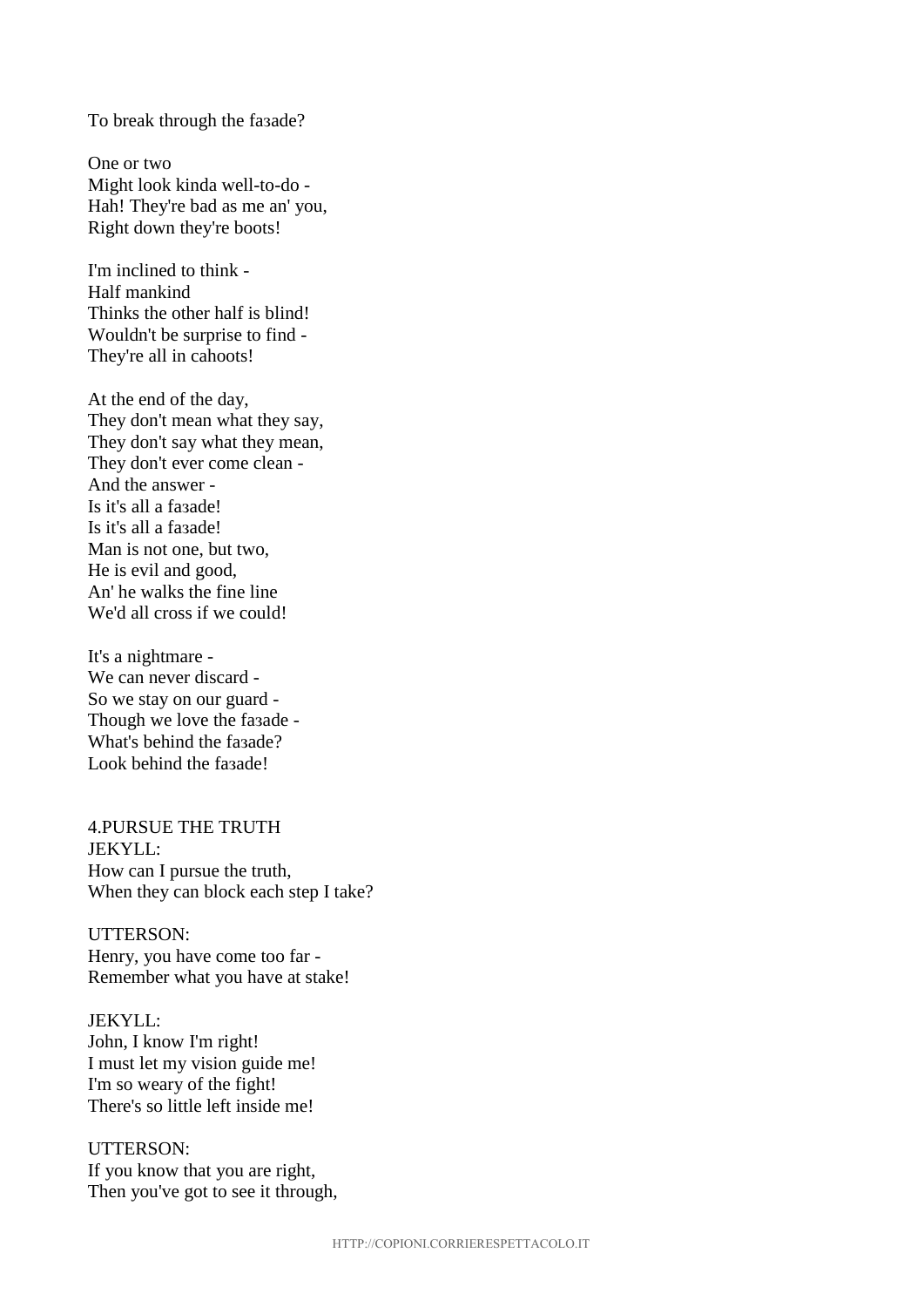To break through the faзade?

One or two
Might look kinda well-to-do -
Hah! They're bad as me an' you,
Right down they're boots!

I'm inclined to think -
Half mankind
Thinks the other half is blind!
Wouldn't be surprise to find -
They're all in cahoots!

At the end of the day,
They don't mean what they say,
They don't say what they mean,
They don't ever come clean -
And the answer -
Is it's all a faзade!
Is it's all a faзade!
Man is not one, but two,
He is evil and good,
An' he walks the fine line
We'd all cross if we could!

It's a nightmare -
We can never discard -
So we stay on our guard -
Though we love the faзade -
What's behind the faзade?
Look behind the faзade!

4.PURSUE THE TRUTH
JEKYLL:
How can I pursue the truth,
When they can block each step I take?

UTTERSON:
Henry, you have come too far -
Remember what you have at stake!

JEKYLL:
John, I know I'm right!
I must let my vision guide me!
I'm so weary of the fight!
There's so little left inside me!

UTTERSON:
If you know that you are right,
Then you've got to see it through,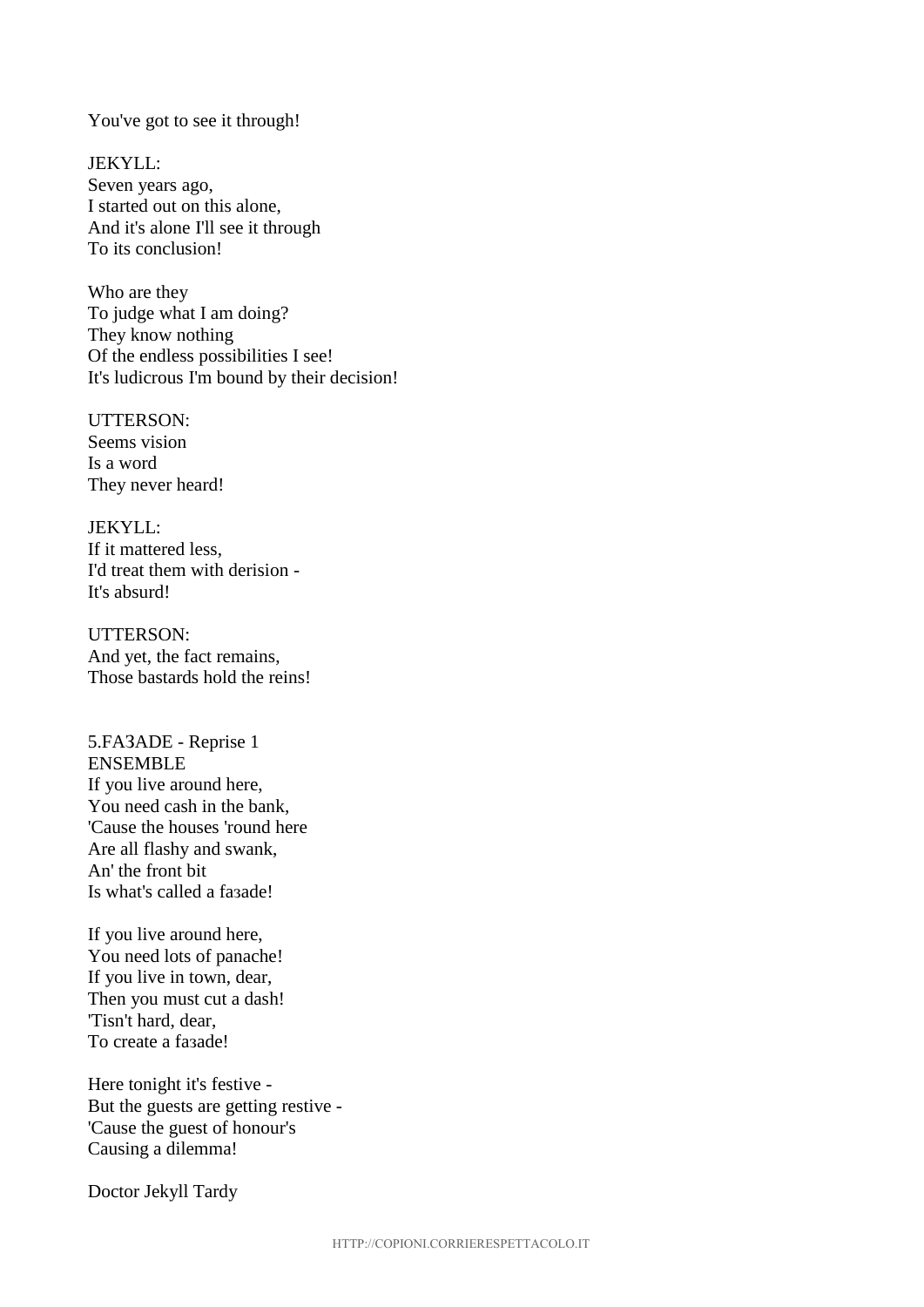You've got to see it through!

JEKYLL:
Seven years ago,
I started out on this alone,
And it's alone I'll see it through
To its conclusion!

Who are they
To judge what I am doing?
They know nothing
Of the endless possibilities I see!
It's ludicrous I'm bound by their decision!

UTTERSON:
Seems vision
Is a word
They never heard!

JEKYLL:
If it mattered less,
I'd treat them with derision -
It's absurd!

UTTERSON:
And yet, the fact remains,
Those bastards hold the reins!

5.FAЗADE - Reprise 1
ENSEMBLE
If you live around here,
You need cash in the bank,
'Cause the houses 'round here
Are all flashy and swank,
An' the front bit
Is what's called a faзade!

If you live around here,
You need lots of panache!
If you live in town, dear,
Then you must cut a dash!
'Tisn't hard, dear,
To create a faзade!

Here tonight it's festive -
But the guests are getting restive -
'Cause the guest of honour's
Causing a dilemma!

Doctor Jekyll Tardy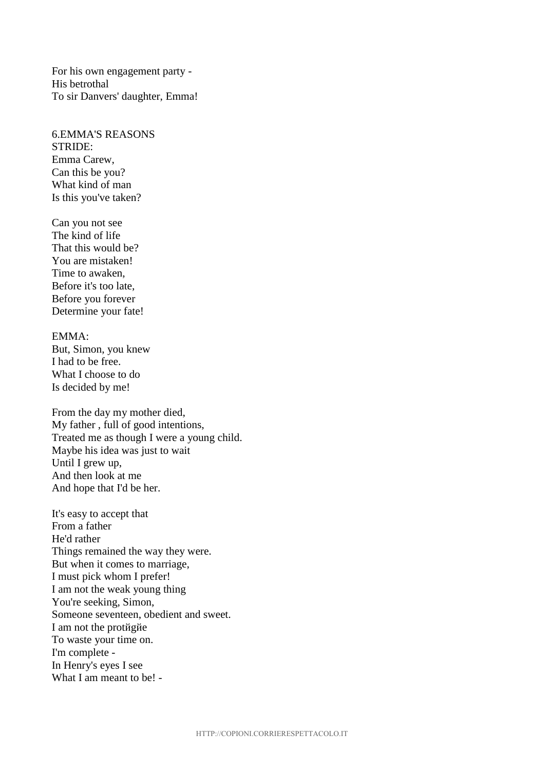For his own engagement party -
His betrothal
To sir Danvers' daughter, Emma!

## 6.EMMA'S REASONS

STRIDE:
Emma Carew,
Can this be you?
What kind of man
Is this you've taken?

Can you not see
The kind of life
That this would be?
You are mistaken!
Time to awaken,
Before it's too late,
Before you forever
Determine your fate!

EMMA:
But, Simon, you knew
I had to be free.
What I choose to do
Is decided by me!

From the day my mother died,
My father , full of good intentions,
Treated me as though I were a young child.
Maybe his idea was just to wait
Until I grew up,
And then look at me
And hope that I'd be her.

It's easy to accept that
From a father
He'd rather
Things remained the way they were.
But when it comes to marriage,
I must pick whom I prefer!
I am not the weak young thing
You're seeking, Simon,
Someone seventeen, obedient and sweet.
I am not the protйgйe
To waste your time on.
I'm complete -
In Henry's eyes I see
What I am meant to be! -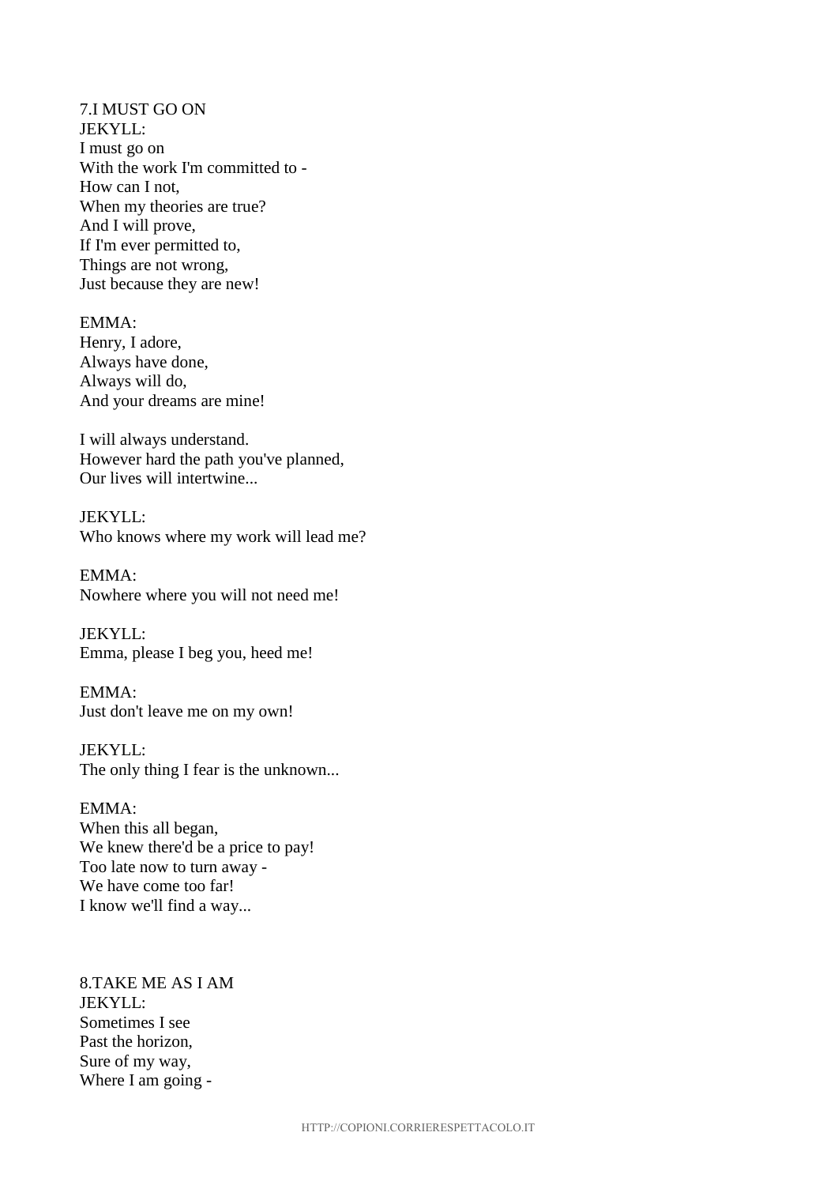7.I MUST GO ON
JEKYLL:
I must go on
With the work I'm committed to -
How can I not,
When my theories are true?
And I will prove,
If I'm ever permitted to,
Things are not wrong,
Just because they are new!

EMMA:
Henry, I adore,
Always have done,
Always will do,
And your dreams are mine!

I will always understand.
However hard the path you've planned,
Our lives will intertwine...

JEKYLL:
Who knows where my work will lead me?

EMMA:
Nowhere where you will not need me!

JEKYLL:
Emma, please I beg you, heed me!

EMMA:
Just don't leave me on my own!

JEKYLL:
The only thing I fear is the unknown...

EMMA:
When this all began,
We knew there'd be a price to pay!
Too late now to turn away -
We have come too far!
I know we'll find a way...

8.TAKE ME AS I AM
JEKYLL:
Sometimes I see
Past the horizon,
Sure of my way,
Where I am going -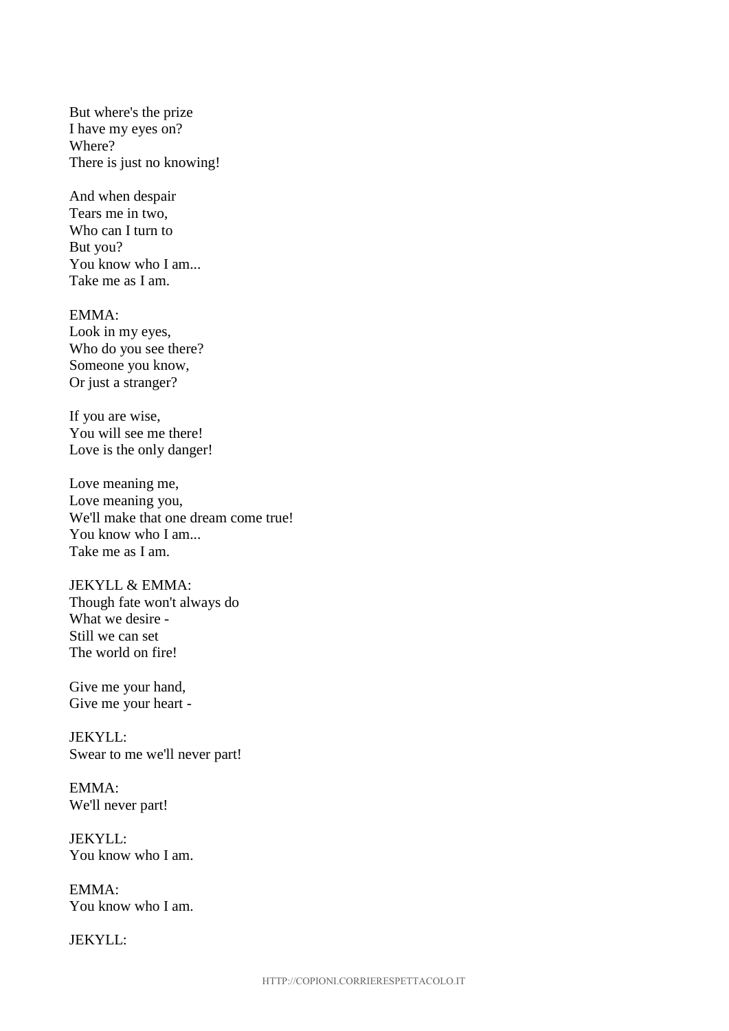But where's the prize
I have my eyes on?
Where?
There is just no knowing!

And when despair
Tears me in two,
Who can I turn to
But you?
You know who I am...
Take me as I am.

EMMA:
Look in my eyes,
Who do you see there?
Someone you know,
Or just a stranger?

If you are wise,
You will see me there!
Love is the only danger!

Love meaning me,
Love meaning you,
We'll make that one dream come true!
You know who I am...
Take me as I am.

JEKYLL & EMMA:
Though fate won't always do
What we desire -
Still we can set
The world on fire!

Give me your hand,
Give me your heart -

JEKYLL:
Swear to me we'll never part!

EMMA:
We'll never part!

JEKYLL:
You know who I am.

EMMA:
You know who I am.

JEKYLL: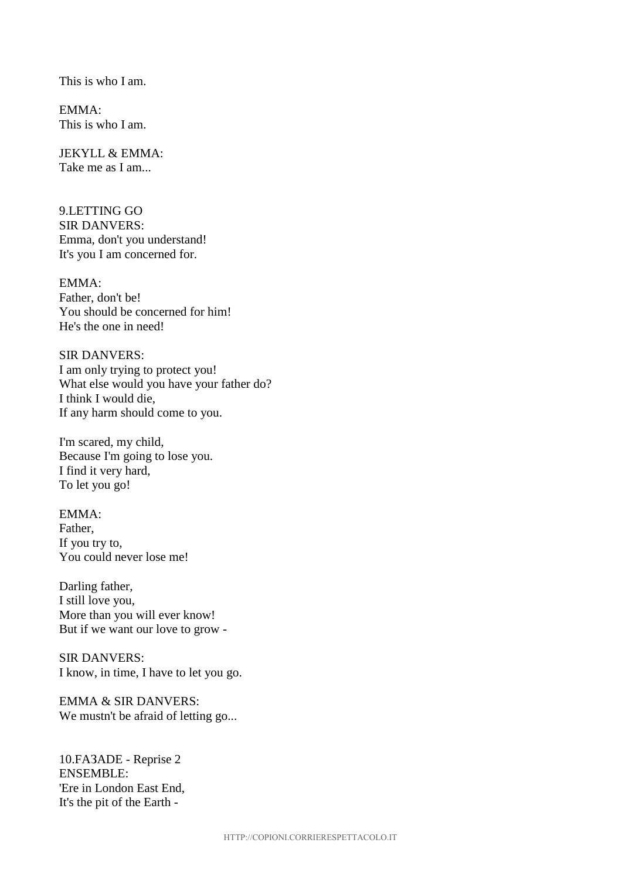This is who I am.

EMMA:
This is who I am.

JEKYLL & EMMA:
Take me as I am...

9.LETTING GO
SIR DANVERS:
Emma, don't you understand!
It's you I am concerned for.

EMMA:
Father, don't be!
You should be concerned for him!
He's the one in need!

SIR DANVERS:
I am only trying to protect you!
What else would you have your father do?
I think I would die,
If any harm should come to you.

I'm scared, my child,
Because I'm going to lose you.
I find it very hard,
To let you go!

EMMA:
Father,
If you try to,
You could never lose me!

Darling father,
I still love you,
More than you will ever know!
But if we want our love to grow -

SIR DANVERS:
I know, in time, I have to let you go.

EMMA & SIR DANVERS:
We mustn't be afraid of letting go...

10.FAЗADE - Reprise 2
ENSEMBLE:
'Ere in London East End,
It's the pit of the Earth -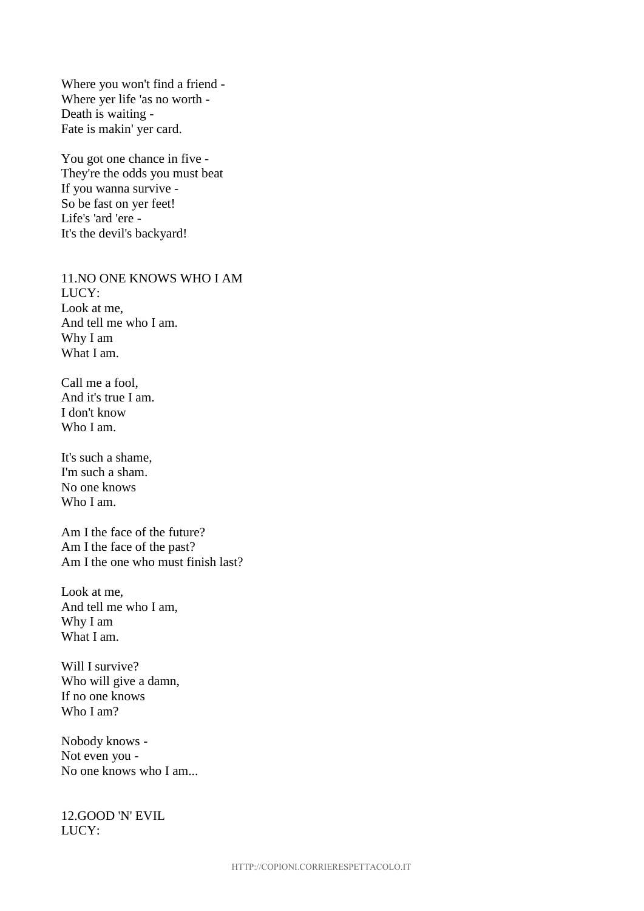Where you won't find a friend -
Where yer life 'as no worth -
Death is waiting -
Fate is makin' yer card.

You got one chance in five -
They're the odds you must beat
If you wanna survive -
So be fast on yer feet!
Life's 'ard 'ere -
It's the devil's backyard!

11.NO ONE KNOWS WHO I AM
LUCY:
Look at me,
And tell me who I am.
Why I am
What I am.

Call me a fool,
And it's true I am.
I don't know
Who I am.

It's such a shame,
I'm such a sham.
No one knows
Who I am.

Am I the face of the future?
Am I the face of the past?
Am I the one who must finish last?

Look at me,
And tell me who I am,
Why I am
What I am.

Will I survive?
Who will give a damn,
If no one knows
Who I am?

Nobody knows -
Not even you -
No one knows who I am...

12.GOOD 'N' EVIL
LUCY: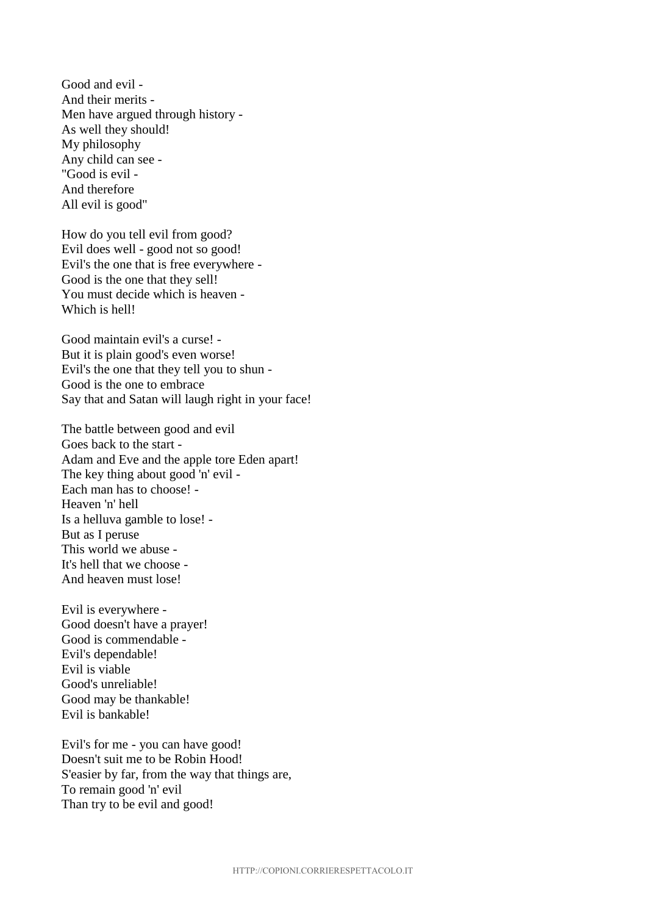Good and evil -  
And their merits -  
Men have argued through history -  
As well they should!  
My philosophy  
Any child can see -  
"Good is evil -  
And therefore  
All evil is good"

How do you tell evil from good?  
Evil does well - good not so good!  
Evil's the one that is free everywhere -  
Good is the one that they sell!  
You must decide which is heaven -  
Which is hell!

Good maintain evil's a curse! -  
But it is plain good's even worse!  
Evil's the one that they tell you to shun -  
Good is the one to embrace  
Say that and Satan will laugh right in your face!

The battle between good and evil  
Goes back to the start -  
Adam and Eve and the apple tore Eden apart!  
The key thing about good 'n' evil -  
Each man has to choose! -  
Heaven 'n' hell  
Is a helluva gamble to lose! -  
But as I peruse  
This world we abuse -  
It's hell that we choose -  
And heaven must lose!

Evil is everywhere -  
Good doesn't have a prayer!  
Good is commendable -  
Evil's dependable!  
Evil is viable  
Good's unreliable!  
Good may be thankable!  
Evil is bankable!

Evil's for me - you can have good!  
Doesn't suit me to be Robin Hood!  
S'easier by far, from the way that things are,  
To remain good 'n' evil  
Than try to be evil and good!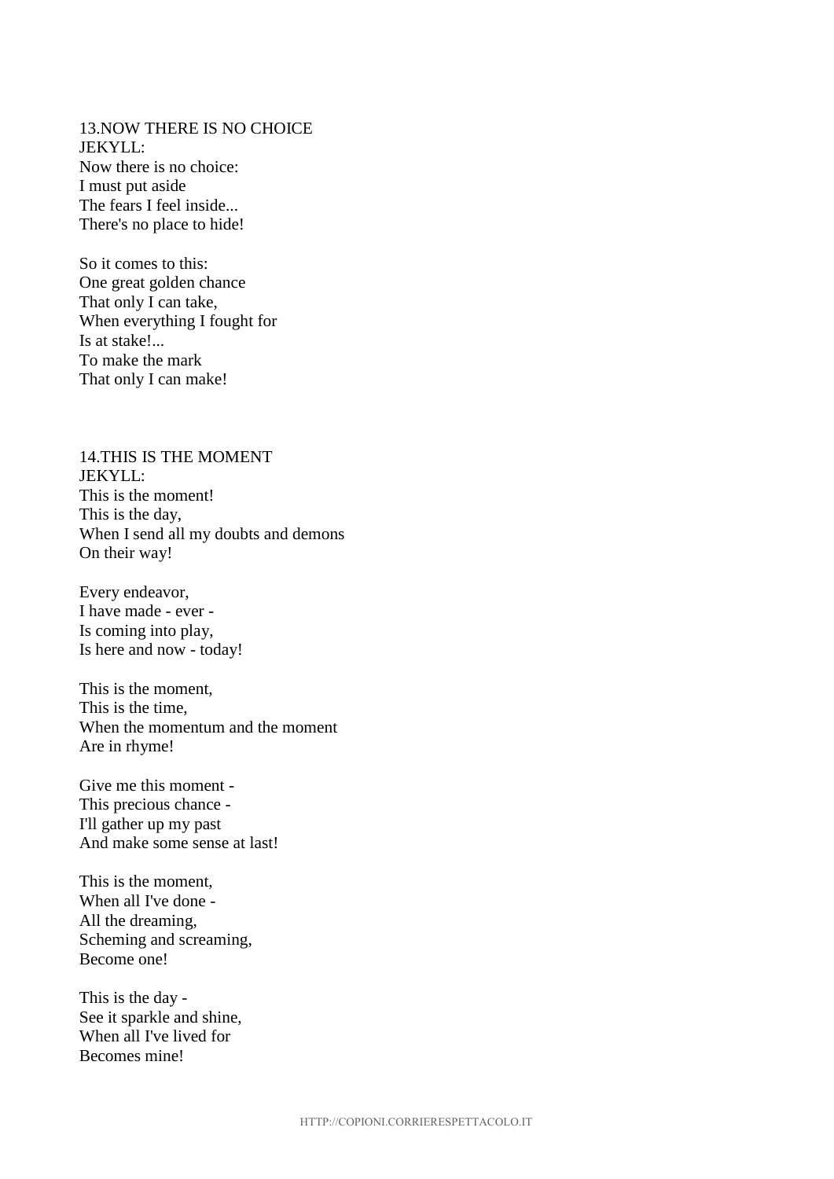## 13.NOW THERE IS NO CHOICE

JEKYLL:
Now there is no choice:
I must put aside
The fears I feel inside...
There's no place to hide!

So it comes to this:
One great golden chance
That only I can take,
When everything I fought for
Is at stake!...
To make the mark
That only I can make!

## 14.THIS IS THE MOMENT

JEKYLL:
This is the moment!
This is the day,
When I send all my doubts and demons
On their way!

Every endeavor,
I have made - ever -
Is coming into play,
Is here and now - today!

This is the moment,
This is the time,
When the momentum and the moment
Are in rhyme!

Give me this moment -
This precious chance -
I'll gather up my past
And make some sense at last!

This is the moment,
When all I've done -
All the dreaming,
Scheming and screaming,
Become one!

This is the day -
See it sparkle and shine,
When all I've lived for
Becomes mine!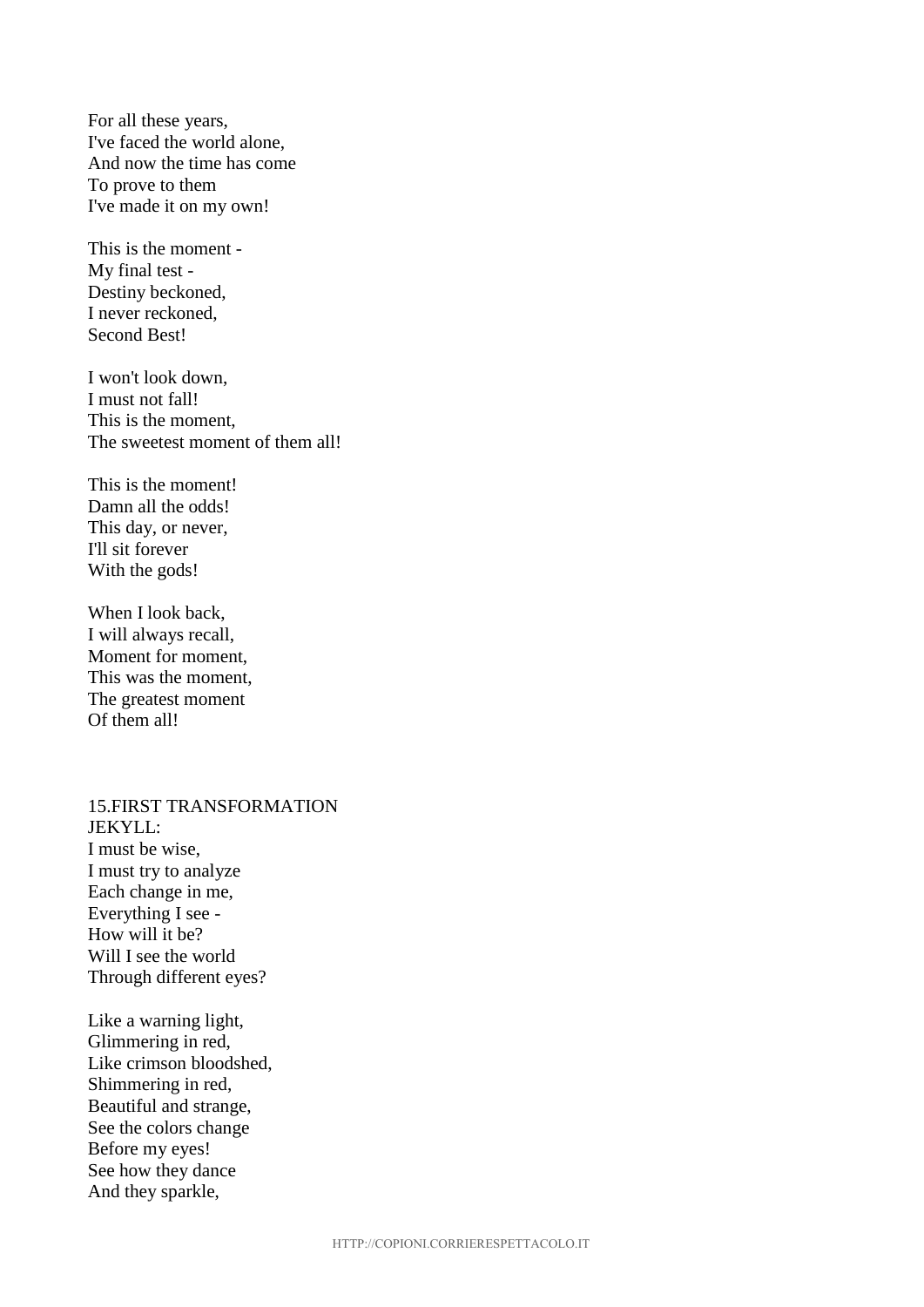For all these years,  
I've faced the world alone,  
And now the time has come  
To prove to them  
I've made it on my own!

This is the moment -  
My final test -  
Destiny beckoned,  
I never reckoned,  
Second Best!

I won't look down,  
I must not fall!  
This is the moment,  
The sweetest moment of them all!

This is the moment!  
Damn all the odds!  
This day, or never,  
I'll sit forever  
With the gods!

When I look back,  
I will always recall,  
Moment for moment,  
This was the moment,  
The greatest moment  
Of them all!

15.FIRST TRANSFORMATION  
JEKYLL:  
I must be wise,  
I must try to analyze  
Each change in me,  
Everything I see -  
How will it be?  
Will I see the world  
Through different eyes?

Like a warning light,  
Glimmering in red,  
Like crimson bloodshed,  
Shimmering in red,  
Beautiful and strange,  
See the colors change  
Before my eyes!  
See how they dance  
And they sparkle,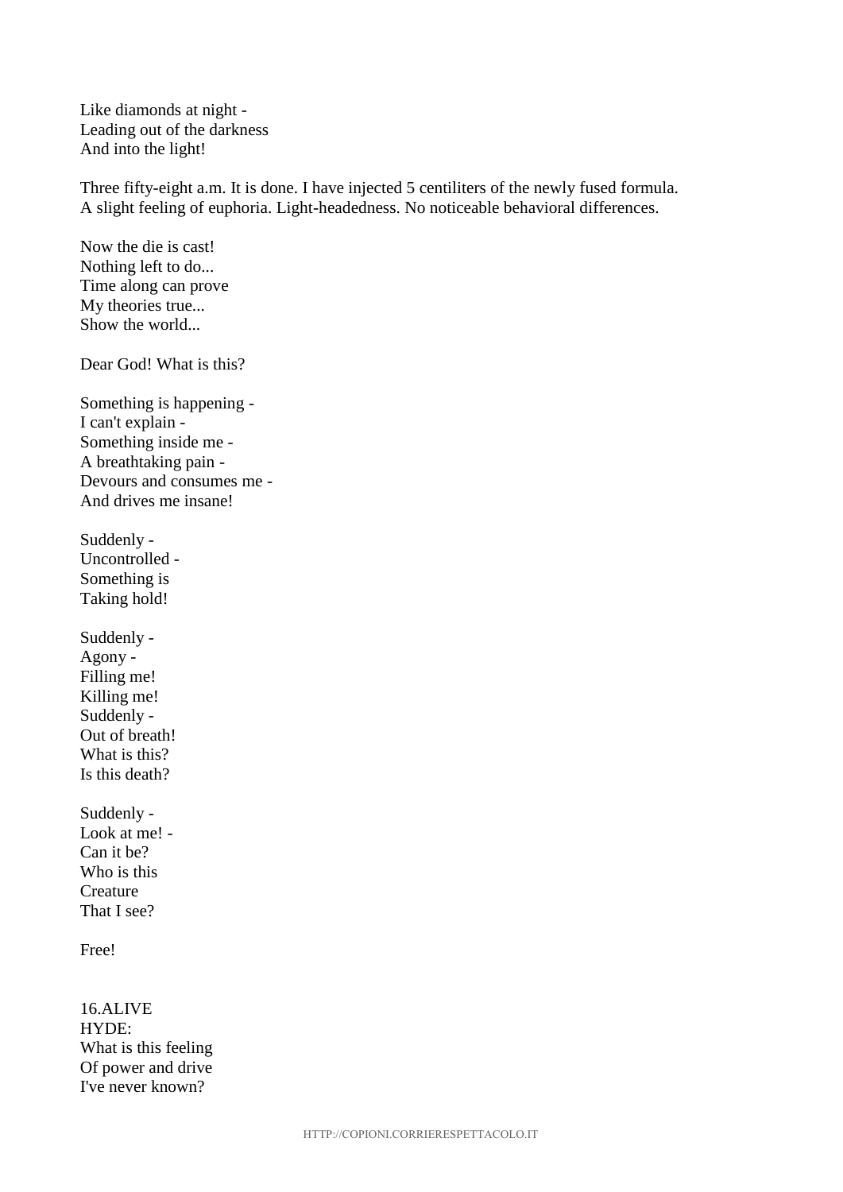Like diamonds at night -
Leading out of the darkness
And into the light!

Three fifty-eight a.m. It is done. I have injected 5 centiliters of the newly fused formula. A slight feeling of euphoria. Light-headedness. No noticeable behavioral differences.

Now the die is cast!
Nothing left to do...
Time along can prove
My theories true...
Show the world...

Dear God! What is this?

Something is happening -
I can't explain -
Something inside me -
A breathtaking pain -
Devours and consumes me -
And drives me insane!

Suddenly -
Uncontrolled -
Something is
Taking hold!

Suddenly -
Agony -
Filling me!
Killing me!
Suddenly -
Out of breath!
What is this?
Is this death?

Suddenly -
Look at me! -
Can it be?
Who is this
Creature
That I see?

Free!

16.ALIVE
HYDE:
What is this feeling
Of power and drive
I've never known?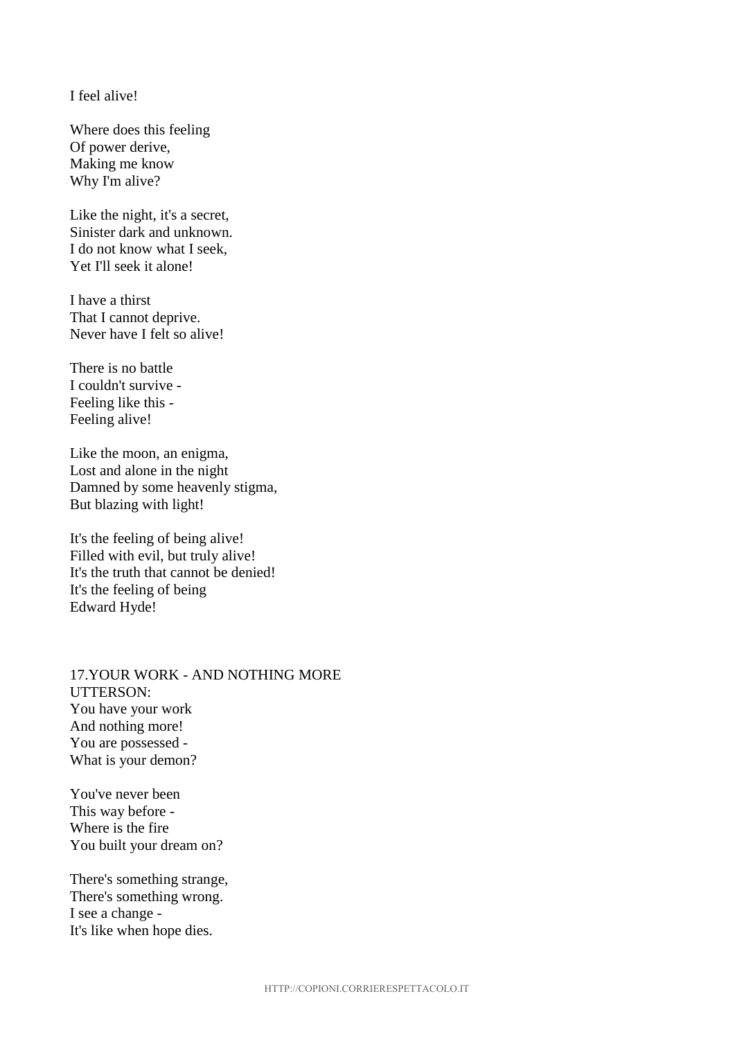I feel alive!

Where does this feeling
Of power derive,
Making me know
Why I'm alive?

Like the night, it's a secret,
Sinister dark and unknown.
I do not know what I seek,
Yet I'll seek it alone!

I have a thirst
That I cannot deprive.
Never have I felt so alive!

There is no battle
I couldn't survive -
Feeling like this -
Feeling alive!

Like the moon, an enigma,
Lost and alone in the night
Damned by some heavenly stigma,
But blazing with light!

It's the feeling of being alive!
Filled with evil, but truly alive!
It's the truth that cannot be denied!
It's the feeling of being
Edward Hyde!

17.YOUR WORK - AND NOTHING MORE
UTTERSON:
You have your work
And nothing more!
You are possessed -
What is your demon?

You've never been
This way before -
Where is the fire
You built your dream on?

There's something strange,
There's something wrong.
I see a change -
It's like when hope dies.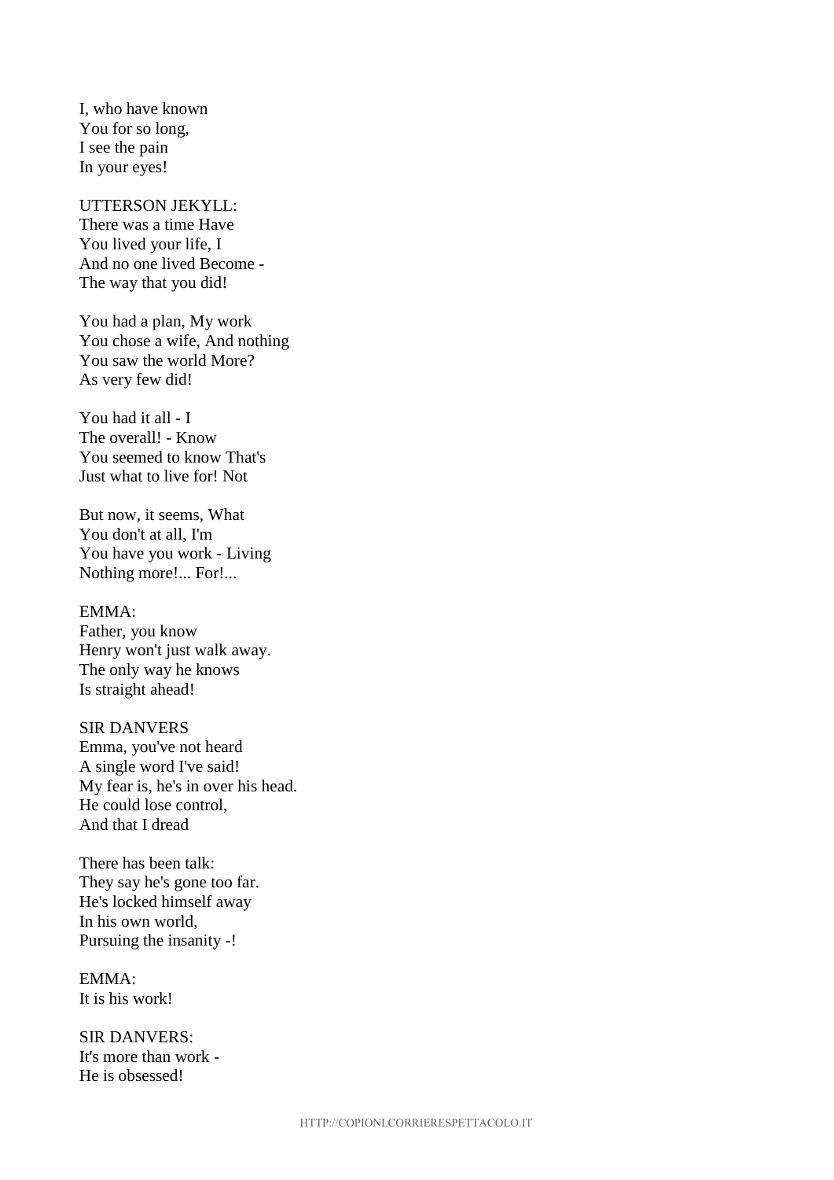I, who have known
You for so long,
I see the pain
In your eyes!

UTTERSON JEKYLL:
There was a time Have
You lived your life, I
And no one lived Become -
The way that you did!

You had a plan, My work
You chose a wife, And nothing
You saw the world More?
As very few did!

You had it all - I
The overall! - Know
You seemed to know That's
Just what to live for! Not

But now, it seems, What
You don't at all, I'm
You have you work - Living
Nothing more!... For!...

EMMA:
Father, you know
Henry won't just walk away.
The only way he knows
Is straight ahead!

SIR DANVERS
Emma, you've not heard
A single word I've said!
My fear is, he's in over his head.
He could lose control,
And that I dread

There has been talk:
They say he's gone too far.
He's locked himself away
In his own world,
Pursuing the insanity -!

EMMA:
It is his work!

SIR DANVERS:
It's more than work -
He is obsessed!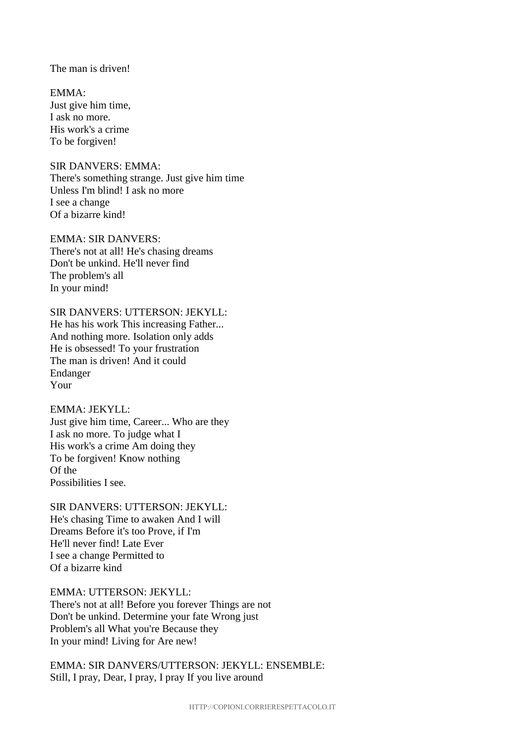The man is driven!

EMMA:
Just give him time,
I ask no more.
His work's a crime
To be forgiven!

SIR DANVERS: EMMA:
There's something strange. Just give him time
Unless I'm blind! I ask no more
I see a change
Of a bizarre kind!

EMMA: SIR DANVERS:
There's not at all! He's chasing dreams
Don't be unkind. He'll never find
The problem's all
In your mind!

SIR DANVERS: UTTERSON: JEKYLL:
He has his work This increasing Father...
And nothing more. Isolation only adds
He is obsessed! To your frustration
The man is driven! And it could
Endanger
Your

EMMA: JEKYLL:
Just give him time, Career... Who are they
I ask no more. To judge what I
His work's a crime Am doing they
To be forgiven! Know nothing
Of the
Possibilities I see.

SIR DANVERS: UTTERSON: JEKYLL:
He's chasing Time to awaken And I will
Dreams Before it's too Prove, if I'm
He'll never find! Late Ever
I see a change Permitted to
Of a bizarre kind

EMMA: UTTERSON: JEKYLL:
There's not at all! Before you forever Things are not
Don't be unkind. Determine your fate Wrong just
Problem's all What you're Because they
In your mind! Living for Are new!

EMMA: SIR DANVERS/UTTERSON: JEKYLL: ENSEMBLE:
Still, I pray, Dear, I pray, I pray If you live around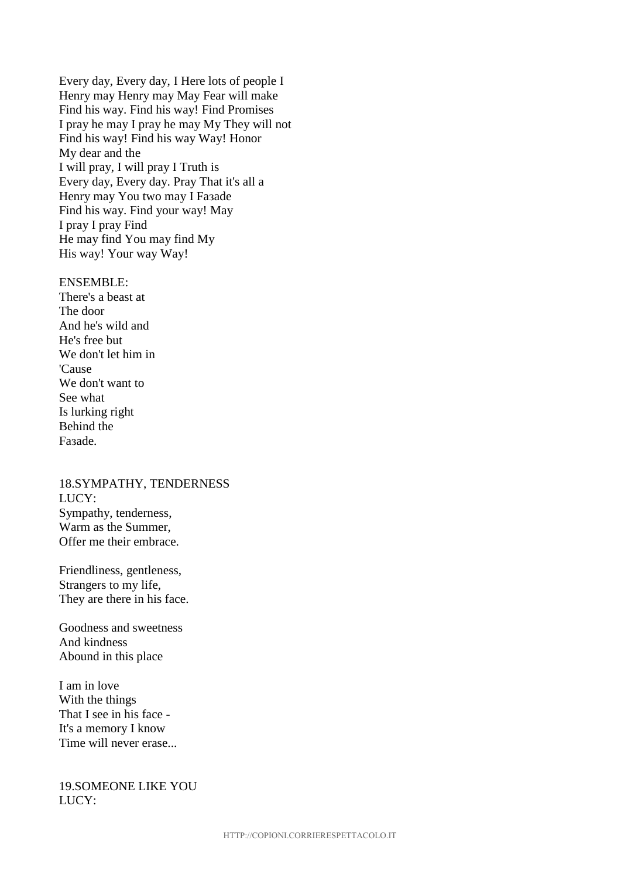Every day, Every day, I Here lots of people I
Henry may Henry may May Fear will make
Find his way. Find his way! Find Promises
I pray he may I pray he may My They will not
Find his way! Find his way Way! Honor
My dear and the
I will pray, I will pray I Truth is
Every day, Every day. Pray That it's all a
Henry may You two may I Faзade
Find his way. Find your way! May
I pray I pray Find
He may find You may find My
His way! Your way Way!

ENSEMBLE:
There's a beast at
The door
And he's wild and
He's free but
We don't let him in
'Cause
We don't want to
See what
Is lurking right
Behind the
Faзade.

18.SYMPATHY, TENDERNESS
LUCY:
Sympathy, tenderness,
Warm as the Summer,
Offer me their embrace.

Friendliness, gentleness,
Strangers to my life,
They are there in his face.

Goodness and sweetness
And kindness
Abound in this place

I am in love
With the things
That I see in his face -
It's a memory I know
Time will never erase...

19.SOMEONE LIKE YOU
LUCY: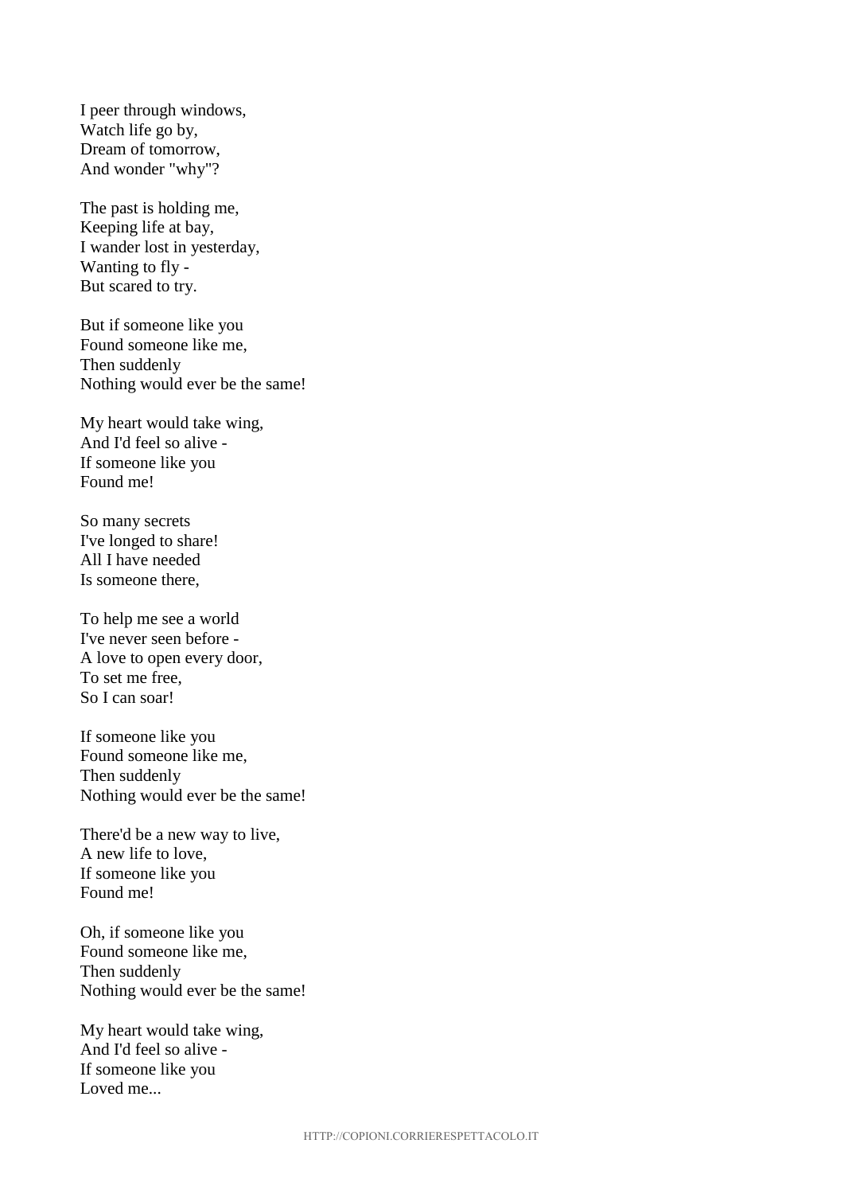I peer through windows,
Watch life go by,
Dream of tomorrow,
And wonder "why"?

The past is holding me,
Keeping life at bay,
I wander lost in yesterday,
Wanting to fly -
But scared to try.

But if someone like you
Found someone like me,
Then suddenly
Nothing would ever be the same!

My heart would take wing,
And I'd feel so alive -
If someone like you
Found me!

So many secrets
I've longed to share!
All I have needed
Is someone there,

To help me see a world
I've never seen before -
A love to open every door,
To set me free,
So I can soar!

If someone like you
Found someone like me,
Then suddenly
Nothing would ever be the same!

There'd be a new way to live,
A new life to love,
If someone like you
Found me!

Oh, if someone like you
Found someone like me,
Then suddenly
Nothing would ever be the same!

My heart would take wing,
And I'd feel so alive -
If someone like you
Loved me...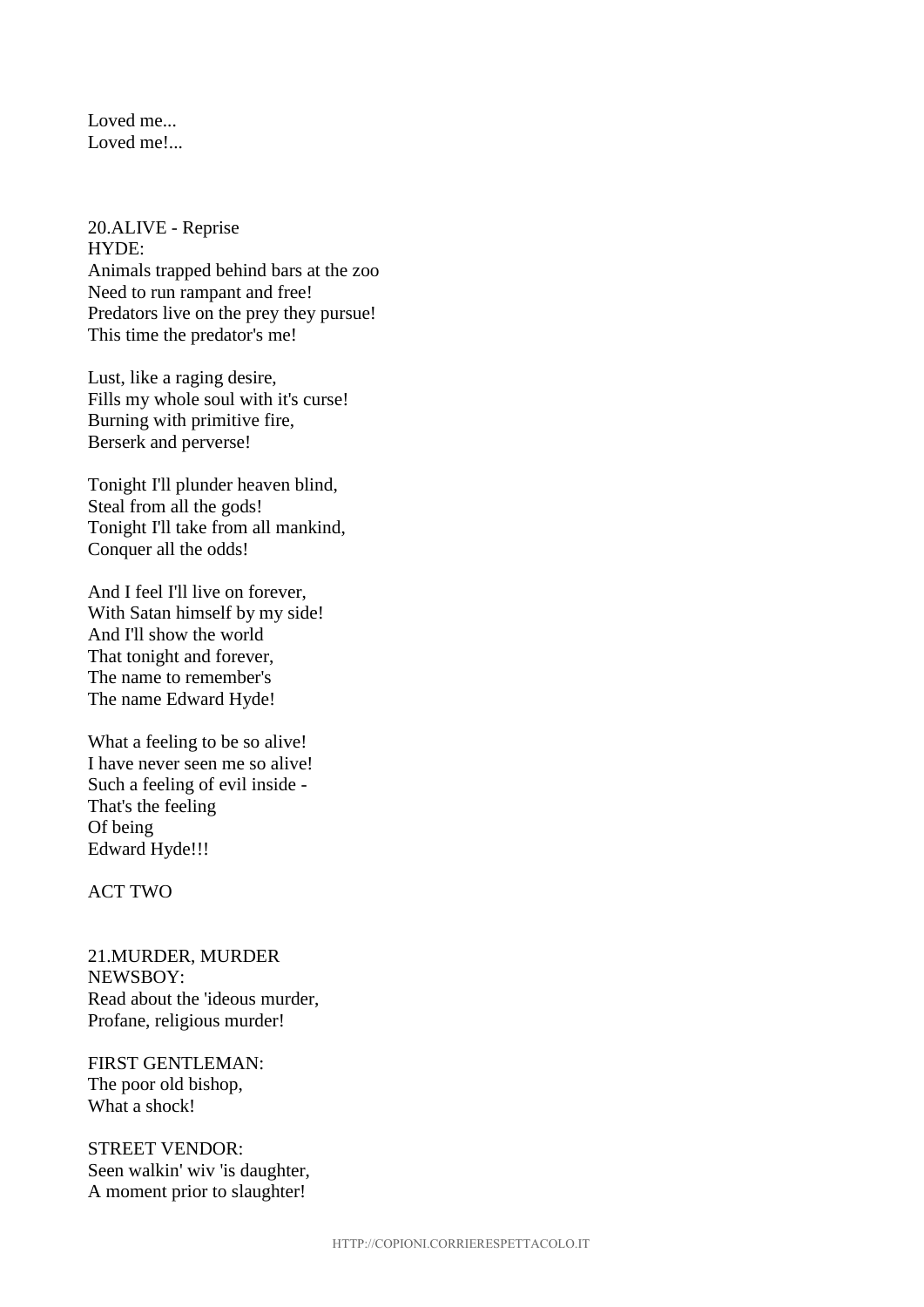Loved me...
Loved me!...

20.ALIVE - Reprise
HYDE:
Animals trapped behind bars at the zoo
Need to run rampant and free!
Predators live on the prey they pursue!
This time the predator's me!

Lust, like a raging desire,
Fills my whole soul with it's curse!
Burning with primitive fire,
Berserk and perverse!

Tonight I'll plunder heaven blind,
Steal from all the gods!
Tonight I'll take from all mankind,
Conquer all the odds!

And I feel I'll live on forever,
With Satan himself by my side!
And I'll show the world
That tonight and forever,
The name to remember's
The name Edward Hyde!

What a feeling to be so alive!
I have never seen me so alive!
Such a feeling of evil inside -
That's the feeling
Of being
Edward Hyde!!!

ACT TWO

21.MURDER, MURDER
NEWSBOY:
Read about the 'ideous murder,
Profane, religious murder!

FIRST GENTLEMAN:
The poor old bishop,
What a shock!

STREET VENDOR:
Seen walkin' wiv 'is daughter,
A moment prior to slaughter!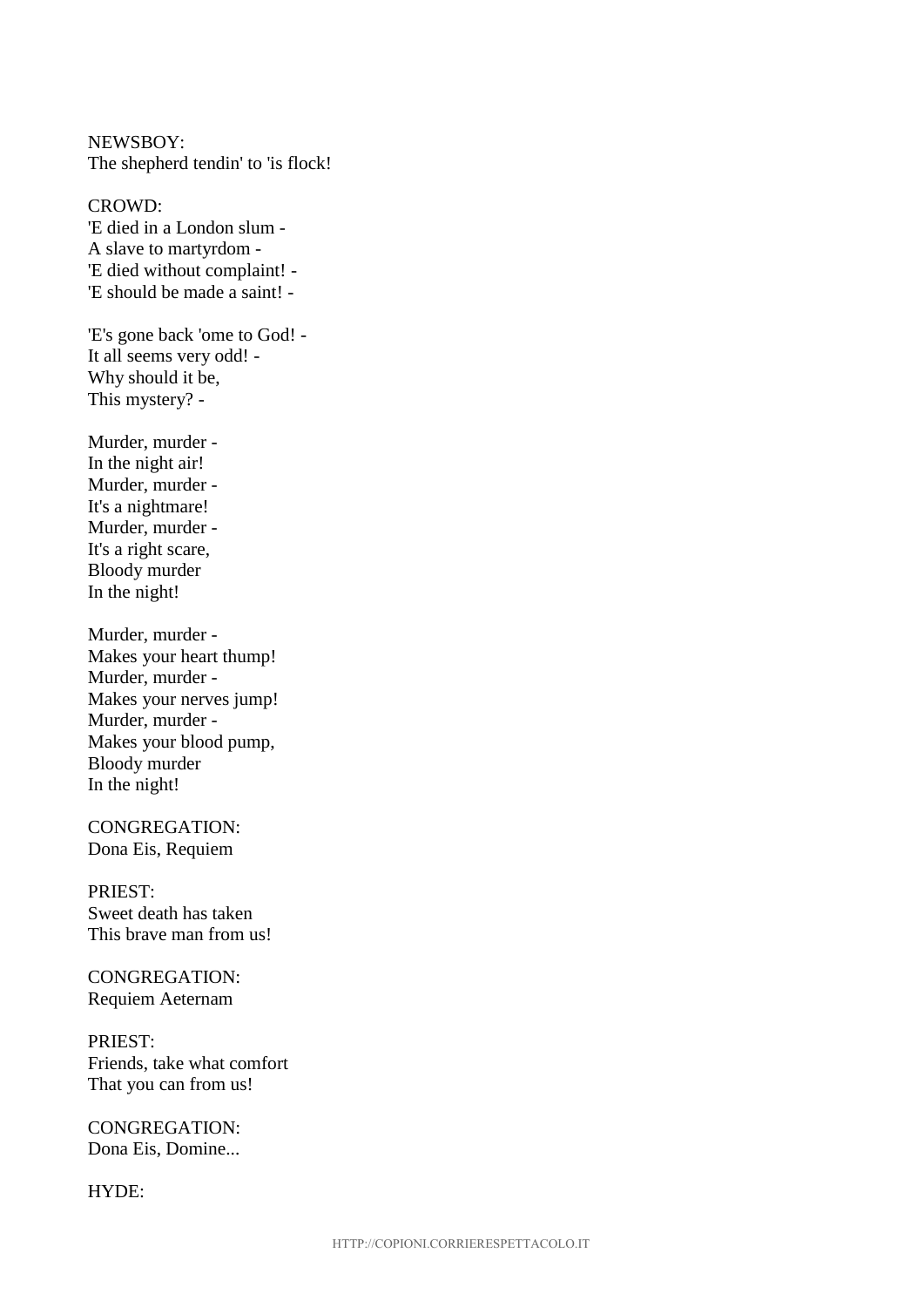NEWSBOY:
The shepherd tendin' to 'is flock!

CROWD:
'E died in a London slum -
A slave to martyrdom -
'E died without complaint! -
'E should be made a saint! -

'E's gone back 'ome to God! -
It all seems very odd! -
Why should it be,
This mystery? -

Murder, murder -
In the night air!
Murder, murder -
It's a nightmare!
Murder, murder -
It's a right scare,
Bloody murder
In the night!

Murder, murder -
Makes your heart thump!
Murder, murder -
Makes your nerves jump!
Murder, murder -
Makes your blood pump,
Bloody murder
In the night!

CONGREGATION:
Dona Eis, Requiem

PRIEST:
Sweet death has taken
This brave man from us!

CONGREGATION:
Requiem Aeternam

PRIEST:
Friends, take what comfort
That you can from us!

CONGREGATION:
Dona Eis, Domine...

HYDE: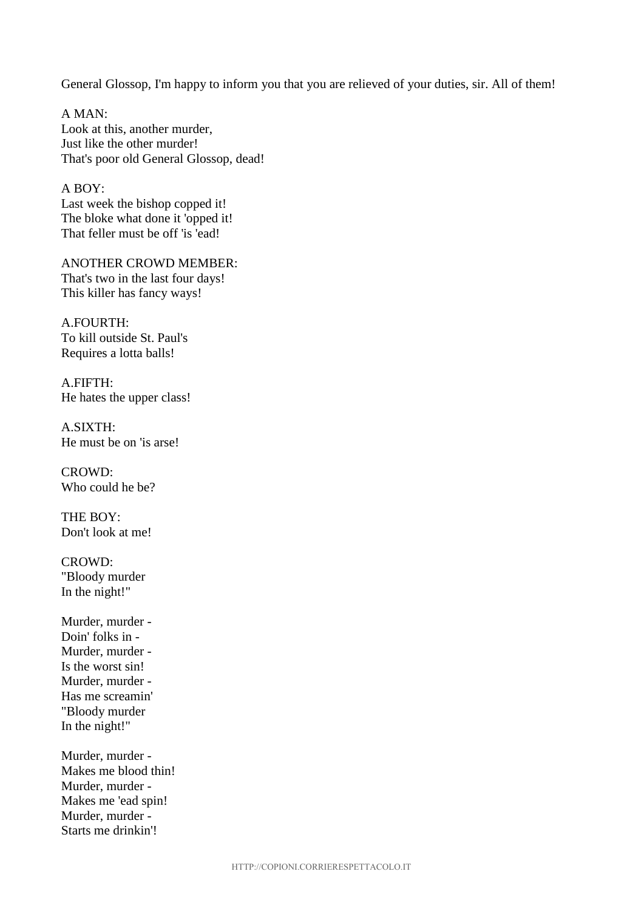General Glossop, I'm happy to inform you that you are relieved of your duties, sir. All of them!

A MAN:
Look at this, another murder,
Just like the other murder!
That's poor old General Glossop, dead!

A BOY:
Last week the bishop copped it!
The bloke what done it 'opped it!
That feller must be off 'is 'ead!

ANOTHER CROWD MEMBER:
That's two in the last four days!
This killer has fancy ways!

A.FOURTH:
To kill outside St. Paul's
Requires a lotta balls!

A.FIFTH:
He hates the upper class!

A.SIXTH:
He must be on 'is arse!

CROWD:
Who could he be?

THE BOY:
Don't look at me!

CROWD:
"Bloody murder
In the night!"

Murder, murder -
Doin' folks in -
Murder, murder -
Is the worst sin!
Murder, murder -
Has me screamin'
"Bloody murder
In the night!"

Murder, murder -
Makes me blood thin!
Murder, murder -
Makes me 'ead spin!
Murder, murder -
Starts me drinkin'!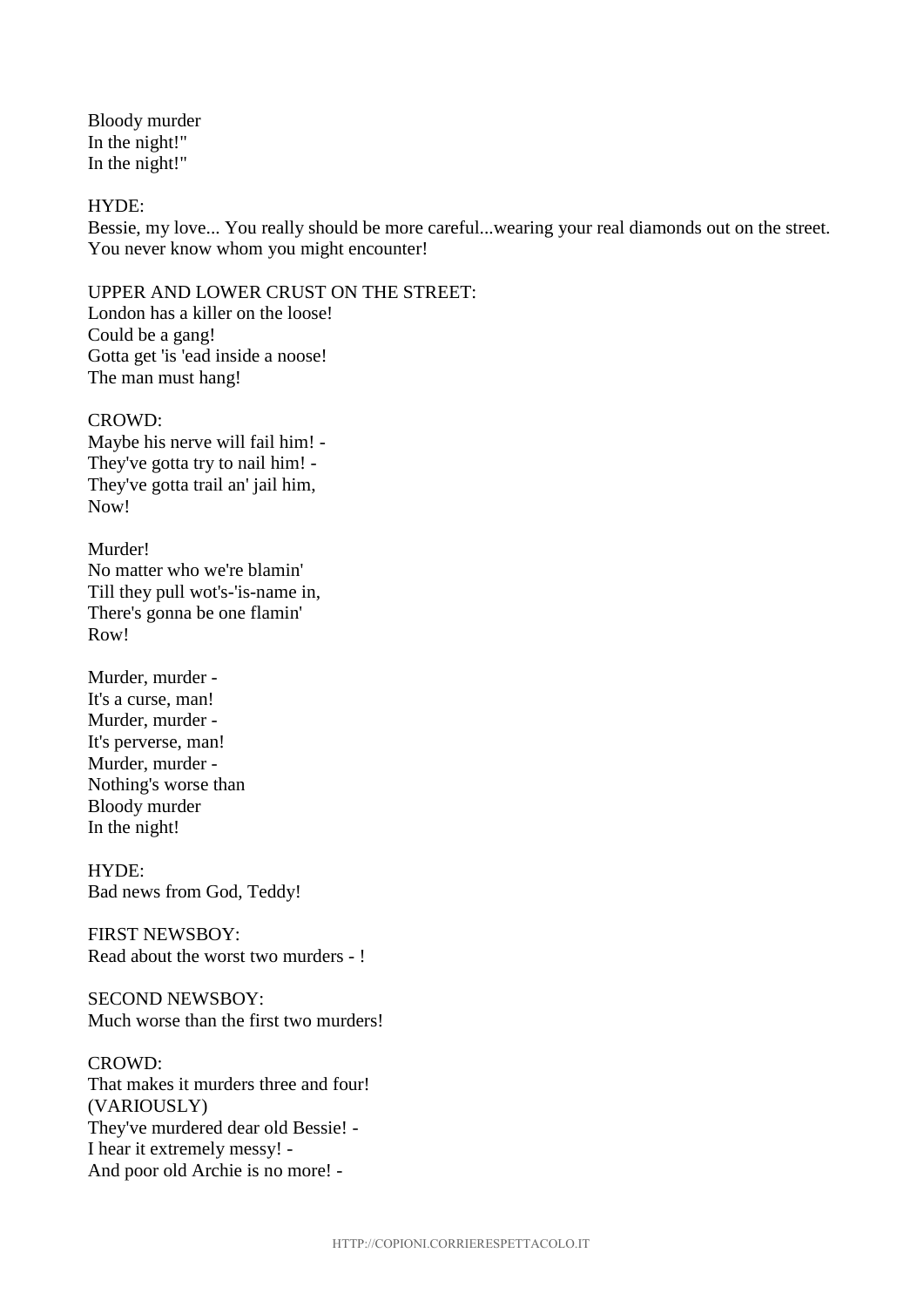Bloody murder  
In the night!"  
In the night!"

HYDE:  
Bessie, my love... You really should be more careful...wearing your real diamonds out on the street. You never know whom you might encounter!

UPPER AND LOWER CRUST ON THE STREET:  
London has a killer on the loose!  
Could be a gang!  
Gotta get 'is 'ead inside a noose!  
The man must hang!

CROWD:  
Maybe his nerve will fail him! -  
They've gotta try to nail him! -  
They've gotta trail an' jail him,  
Now!

Murder!  
No matter who we're blamin'  
Till they pull wot's-'is-name in,  
There's gonna be one flamin'  
Row!

Murder, murder -  
It's a curse, man!  
Murder, murder -  
It's perverse, man!  
Murder, murder -  
Nothing's worse than  
Bloody murder  
In the night!

HYDE:  
Bad news from God, Teddy!

FIRST NEWSBOY:  
Read about the worst two murders - !

SECOND NEWSBOY:  
Much worse than the first two murders!

CROWD:  
That makes it murders three and four!  
(VARIOUSLY)  
They've murdered dear old Bessie! -  
I hear it extremely messy! -  
And poor old Archie is no more! -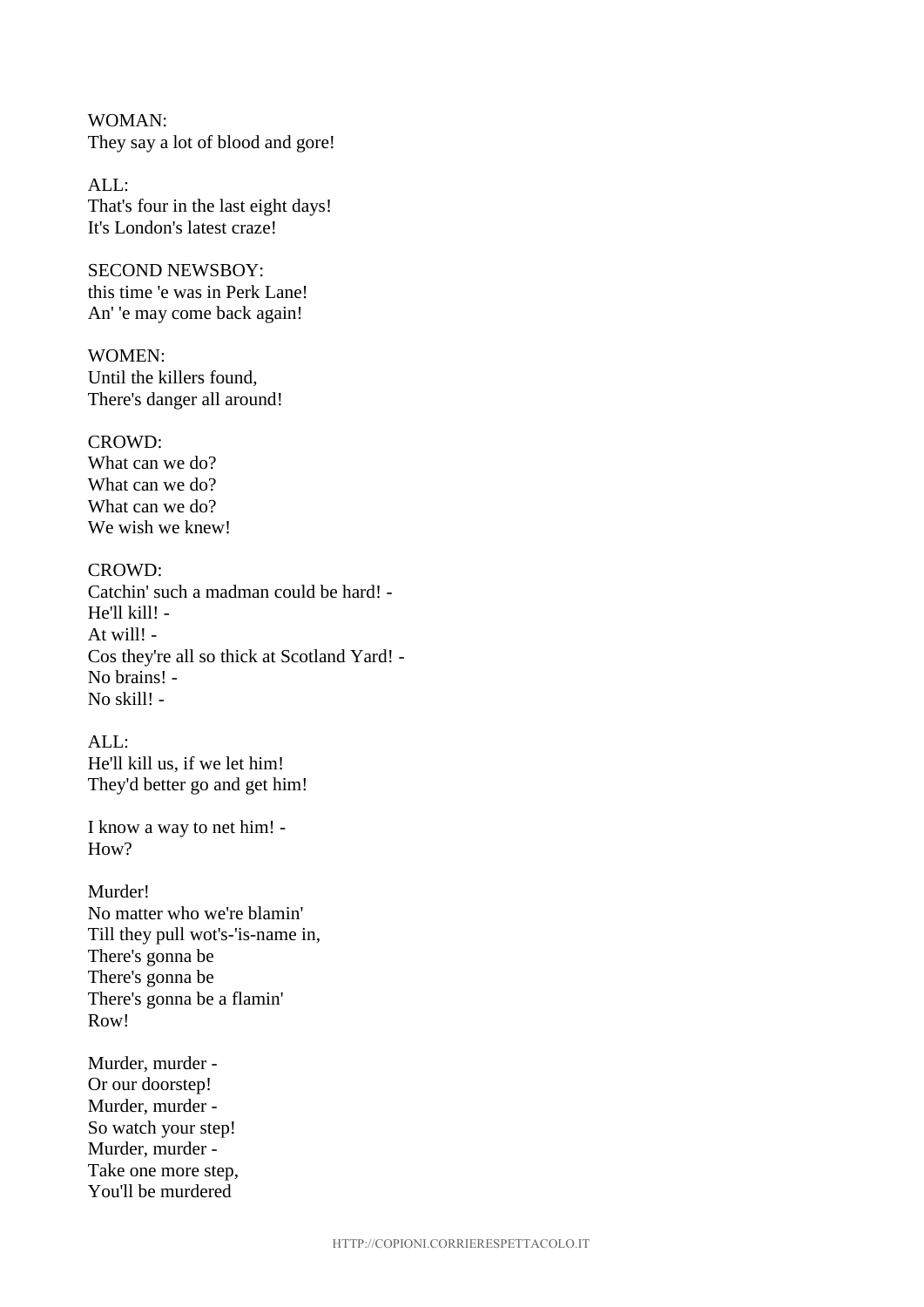WOMAN:
They say a lot of blood and gore!

ALL:
That's four in the last eight days!
It's London's latest craze!

SECOND NEWSBOY:
this time 'e was in Perk Lane!
An' 'e may come back again!

WOMEN:
Until the killers found,
There's danger all around!

CROWD:
What can we do?
What can we do?
What can we do?
We wish we knew!

CROWD:
Catchin' such a madman could be hard! -
He'll kill! -
At will! -
Cos they're all so thick at Scotland Yard! -
No brains! -
No skill! -

ALL:
He'll kill us, if we let him!
They'd better go and get him!

I know a way to net him! -
How?

Murder!
No matter who we're blamin'
Till they pull wot's-'is-name in,
There's gonna be
There's gonna be
There's gonna be a flamin'
Row!

Murder, murder -
Or our doorstep!
Murder, murder -
So watch your step!
Murder, murder -
Take one more step,
You'll be murdered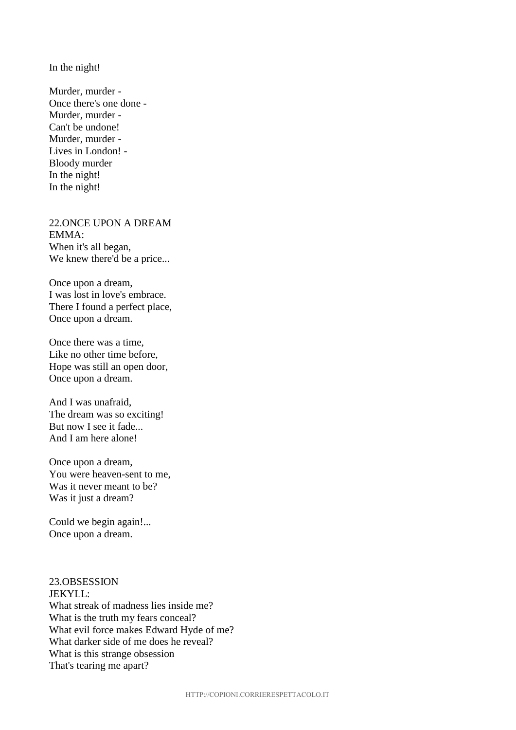In the night!

Murder, murder -  
Once there's one done -  
Murder, murder -  
Can't be undone!  
Murder, murder -  
Lives in London! -  
Bloody murder  
In the night!  
In the night!

22.ONCE UPON A DREAM  
EMMA:  
When it's all began,  
We knew there'd be a price...

Once upon a dream,  
I was lost in love's embrace.  
There I found a perfect place,  
Once upon a dream.

Once there was a time,  
Like no other time before,  
Hope was still an open door,  
Once upon a dream.

And I was unafraid,  
The dream was so exciting!  
But now I see it fade...  
And I am here alone!

Once upon a dream,  
You were heaven-sent to me,  
Was it never meant to be?  
Was it just a dream?

Could we begin again!...  
Once upon a dream.

23.OBSESSION  
JEKYLL:  
What streak of madness lies inside me?  
What is the truth my fears conceal?  
What evil force makes Edward Hyde of me?  
What darker side of me does he reveal?  
What is this strange obsession  
That's tearing me apart?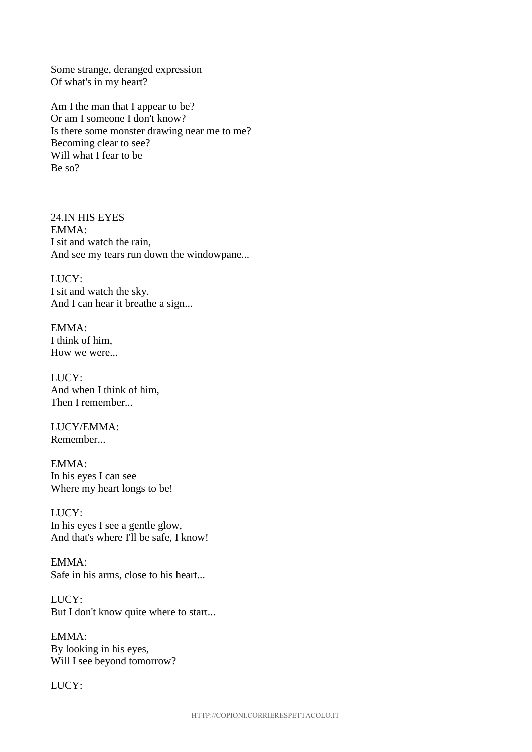Some strange, deranged expression
Of what's in my heart?

Am I the man that I appear to be?
Or am I someone I don't know?
Is there some monster drawing near me to me?
Becoming clear to see?
Will what I fear to be
Be so?

24.IN HIS EYES
EMMA:
I sit and watch the rain,
And see my tears run down the windowpane...

LUCY:
I sit and watch the sky.
And I can hear it breathe a sign...

EMMA:
I think of him,
How we were...

LUCY:
And when I think of him,
Then I remember...

LUCY/EMMA:
Remember...

EMMA:
In his eyes I can see
Where my heart longs to be!

LUCY:
In his eyes I see a gentle glow,
And that's where I'll be safe, I know!

EMMA:
Safe in his arms, close to his heart...

LUCY:
But I don't know quite where to start...

EMMA:
By looking in his eyes,
Will I see beyond tomorrow?

LUCY: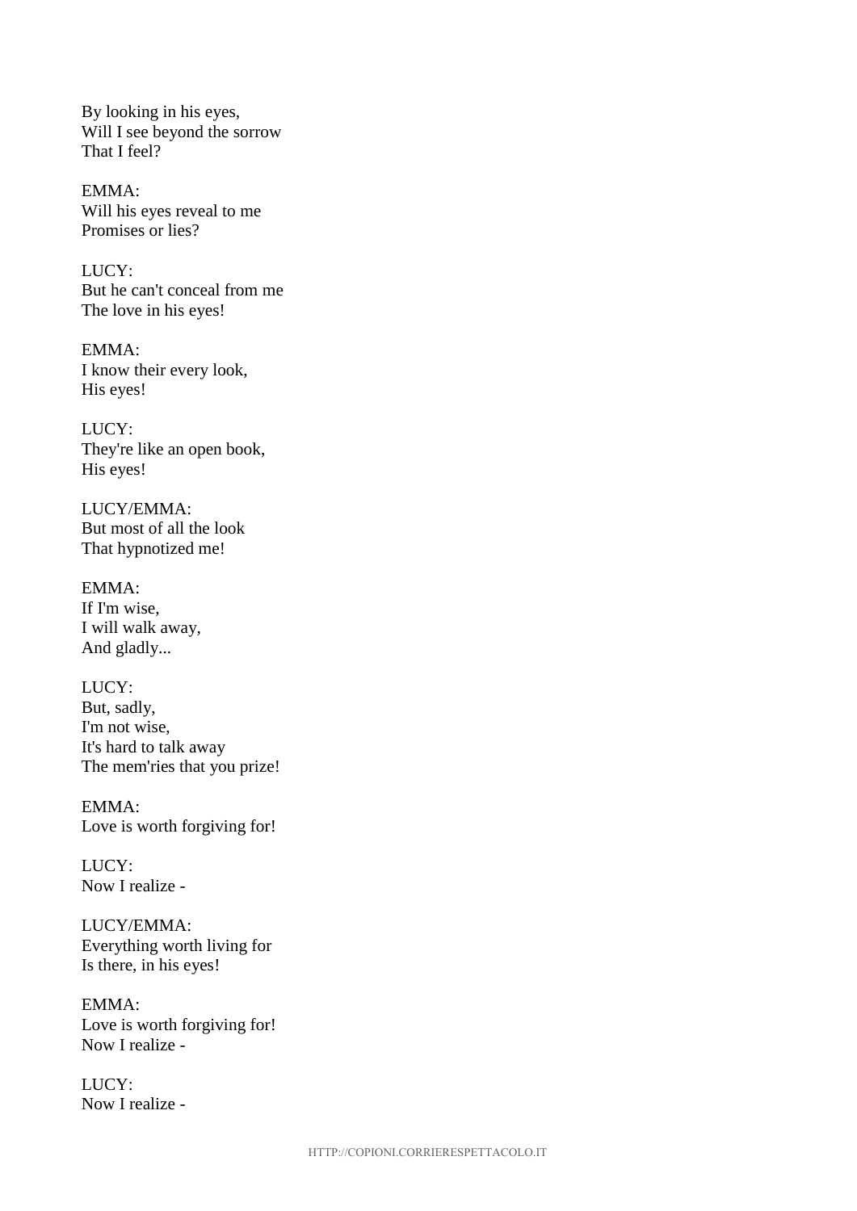By looking in his eyes,
Will I see beyond the sorrow
That I feel?

EMMA:
Will his eyes reveal to me
Promises or lies?

LUCY:
But he can't conceal from me
The love in his eyes!

EMMA:
I know their every look,
His eyes!

LUCY:
They're like an open book,
His eyes!

LUCY/EMMA:
But most of all the look
That hypnotized me!

EMMA:
If I'm wise,
I will walk away,
And gladly...

LUCY:
But, sadly,
I'm not wise,
It's hard to talk away
The mem'ries that you prize!

EMMA:
Love is worth forgiving for!

LUCY:
Now I realize -

LUCY/EMMA:
Everything worth living for
Is there, in his eyes!

EMMA:
Love is worth forgiving for!
Now I realize -

LUCY:
Now I realize -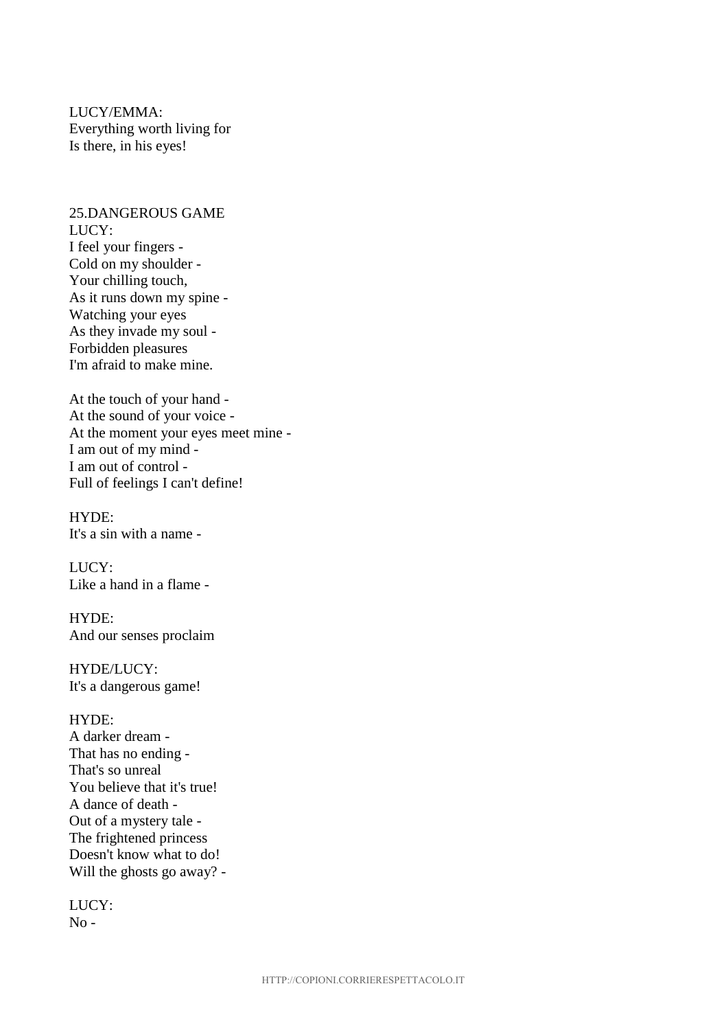LUCY/EMMA:
Everything worth living for
Is there, in his eyes!

25.DANGEROUS GAME
LUCY:
I feel your fingers -
Cold on my shoulder -
Your chilling touch,
As it runs down my spine -
Watching your eyes
As they invade my soul -
Forbidden pleasures
I'm afraid to make mine.

At the touch of your hand -
At the sound of your voice -
At the moment your eyes meet mine -
I am out of my mind -
I am out of control -
Full of feelings I can't define!

HYDE:
It's a sin with a name -

LUCY:
Like a hand in a flame -

HYDE:
And our senses proclaim

HYDE/LUCY:
It's a dangerous game!

HYDE:
A darker dream -
That has no ending -
That's so unreal
You believe that it's true!
A dance of death -
Out of a mystery tale -
The frightened princess
Doesn't know what to do!
Will the ghosts go away? -

LUCY:
No -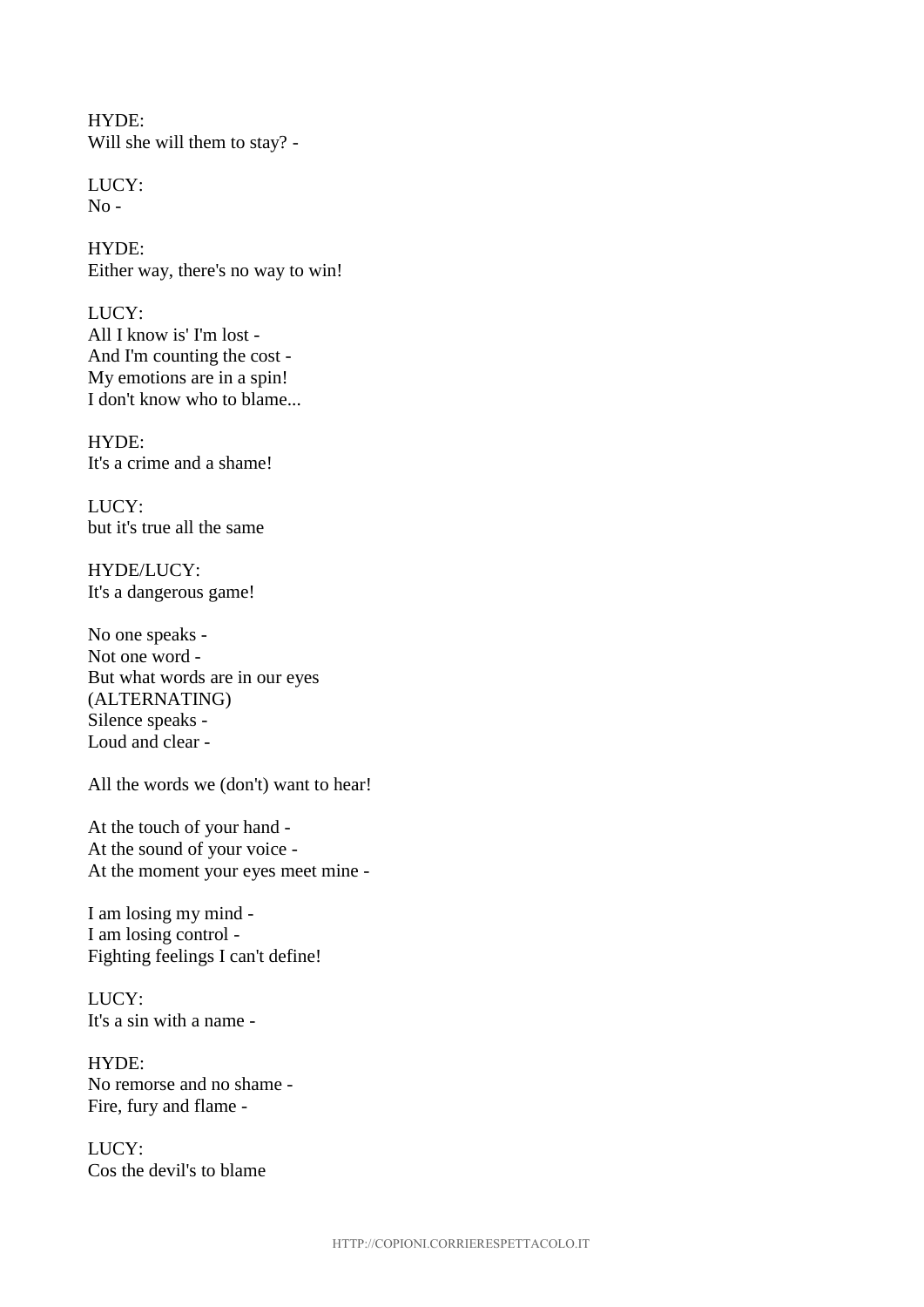HYDE:
Will she will them to stay? -

LUCY:
No -

HYDE:
Either way, there's no way to win!

LUCY:
All I know is' I'm lost -
And I'm counting the cost -
My emotions are in a spin!
I don't know who to blame...

HYDE:
It's a crime and a shame!

LUCY:
but it's true all the same

HYDE/LUCY:
It's a dangerous game!

No one speaks -
Not one word -
But what words are in our eyes
(ALTERNATING)
Silence speaks -
Loud and clear -

All the words we (don't) want to hear!

At the touch of your hand -
At the sound of your voice -
At the moment your eyes meet mine -

I am losing my mind -
I am losing control -
Fighting feelings I can't define!

LUCY:
It's a sin with a name -

HYDE:
No remorse and no shame -
Fire, fury and flame -

LUCY:
Cos the devil's to blame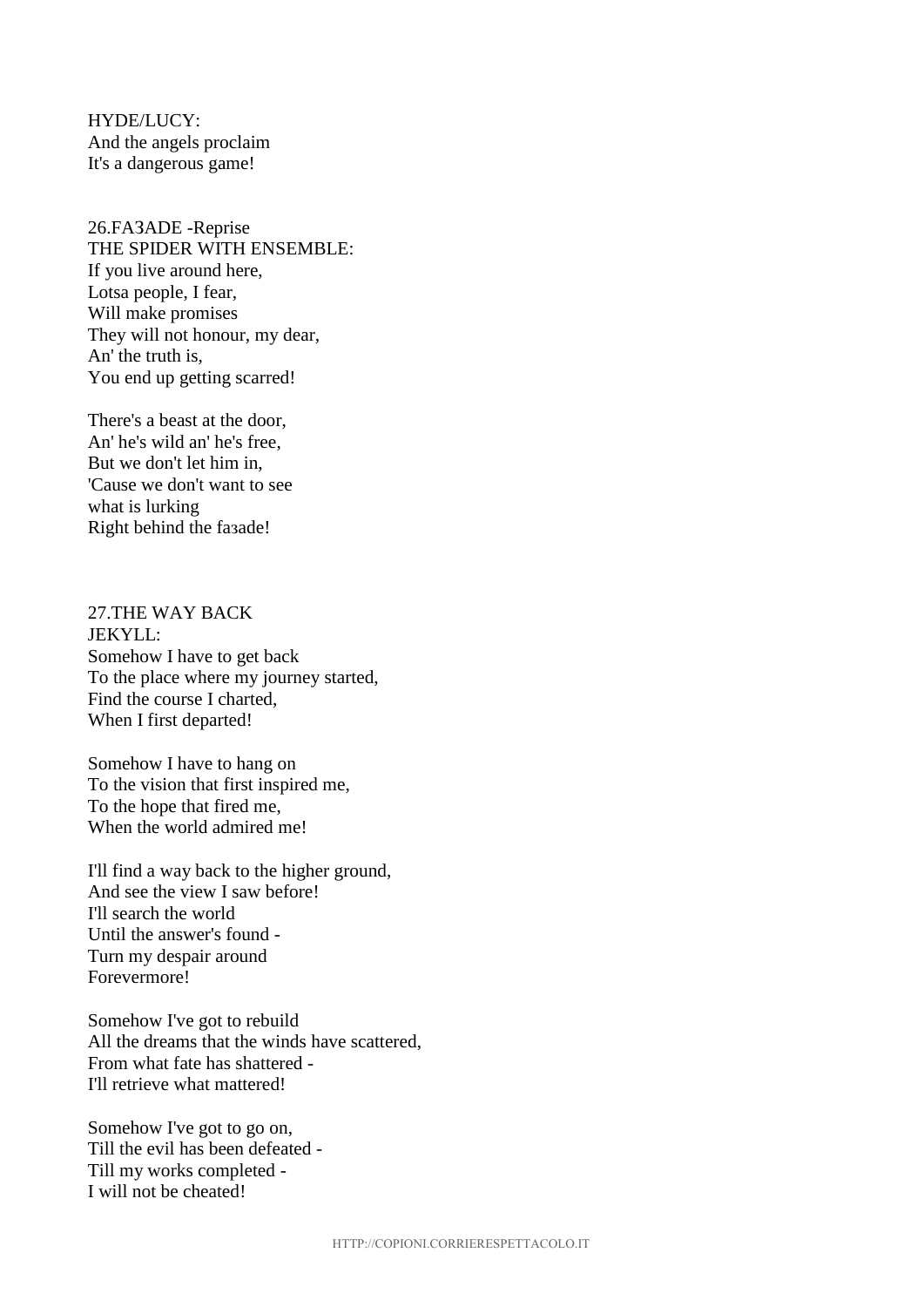HYDE/LUCY:
And the angels proclaim
It's a dangerous game!

26.FAЗADE -Reprise
THE SPIDER WITH ENSEMBLE:
If you live around here,
Lotsa people, I fear,
Will make promises
They will not honour, my dear,
An' the truth is,
You end up getting scarred!

There's a beast at the door,
An' he's wild an' he's free,
But we don't let him in,
'Cause we don't want to see
what is lurking
Right behind the faзade!

27.THE WAY BACK
JEKYLL:
Somehow I have to get back
To the place where my journey started,
Find the course I charted,
When I first departed!

Somehow I have to hang on
To the vision that first inspired me,
To the hope that fired me,
When the world admired me!

I'll find a way back to the higher ground,
And see the view I saw before!
I'll search the world
Until the answer's found -
Turn my despair around
Forevermore!

Somehow I've got to rebuild
All the dreams that the winds have scattered,
From what fate has shattered -
I'll retrieve what mattered!

Somehow I've got to go on,
Till the evil has been defeated -
Till my works completed -
I will not be cheated!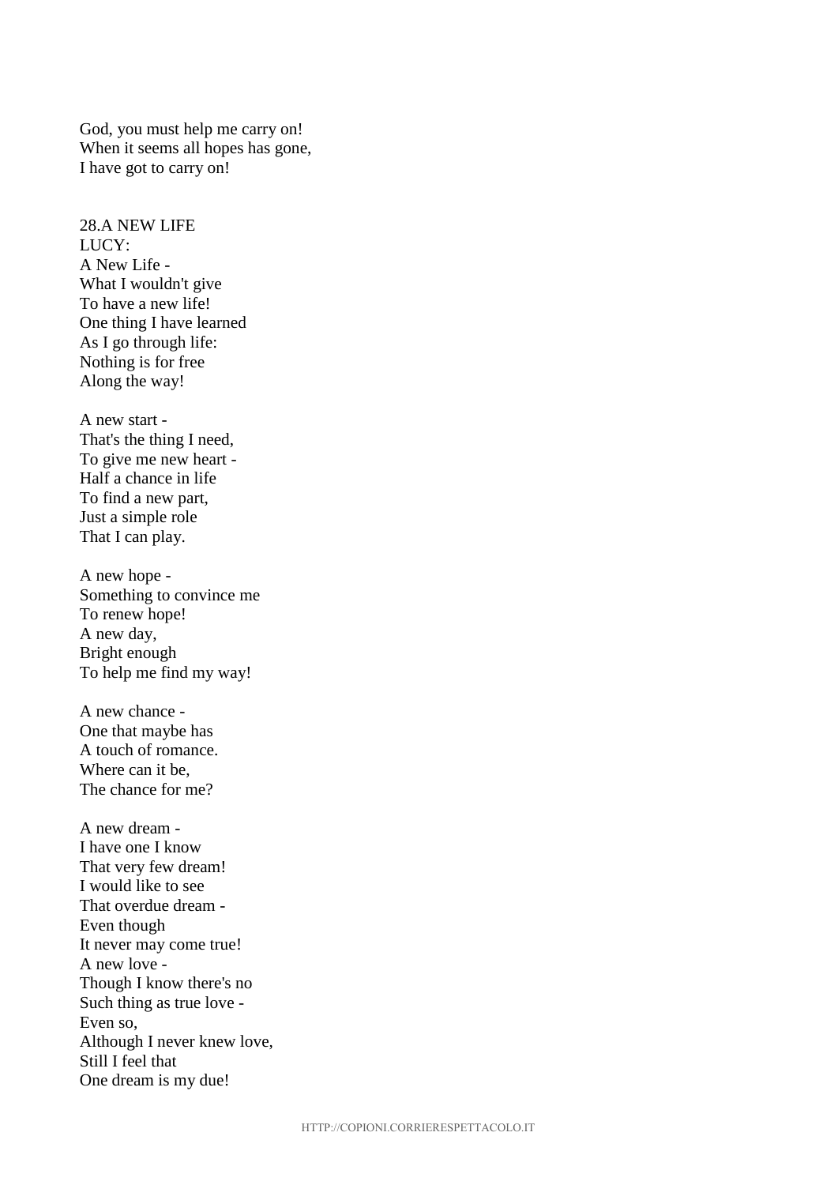God, you must help me carry on!
When it seems all hopes has gone,
I have got to carry on!

28.A NEW LIFE
LUCY:
A New Life -
What I wouldn't give
To have a new life!
One thing I have learned
As I go through life:
Nothing is for free
Along the way!

A new start -
That's the thing I need,
To give me new heart -
Half a chance in life
To find a new part,
Just a simple role
That I can play.

A new hope -
Something to convince me
To renew hope!
A new day,
Bright enough
To help me find my way!

A new chance -
One that maybe has
A touch of romance.
Where can it be,
The chance for me?

A new dream -
I have one I know
That very few dream!
I would like to see
That overdue dream -
Even though
It never may come true!
A new love -
Though I know there's no
Such thing as true love -
Even so,
Although I never knew love,
Still I feel that
One dream is my due!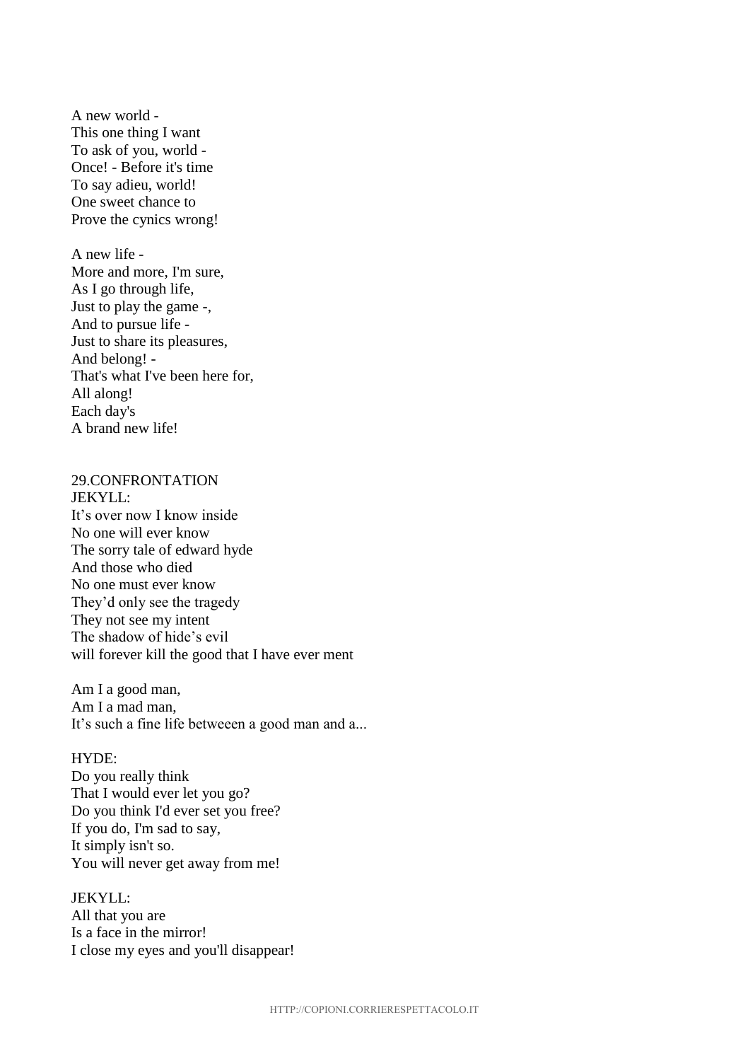A new world -
This one thing I want
To ask of you, world -
Once! - Before it's time
To say adieu, world!
One sweet chance to
Prove the cynics wrong!

A new life -
More and more, I'm sure,
As I go through life,
Just to play the game -,
And to pursue life -
Just to share its pleasures,
And belong! -
That's what I've been here for,
All along!
Each day's
A brand new life!

29.CONFRONTATION
JEKYLL:
It's over now I know inside
No one will ever know
The sorry tale of edward hyde
And those who died
No one must ever know
They'd only see the tragedy
They not see my intent
The shadow of hide's evil
will forever kill the good that I have ever ment

Am I a good man,
Am I a mad man,
It's such a fine life betweeen a good man and a...

HYDE:
Do you really think
That I would ever let you go?
Do you think I'd ever set you free?
If you do, I'm sad to say,
It simply isn't so.
You will never get away from me!

JEKYLL:
All that you are
Is a face in the mirror!
I close my eyes and you'll disappear!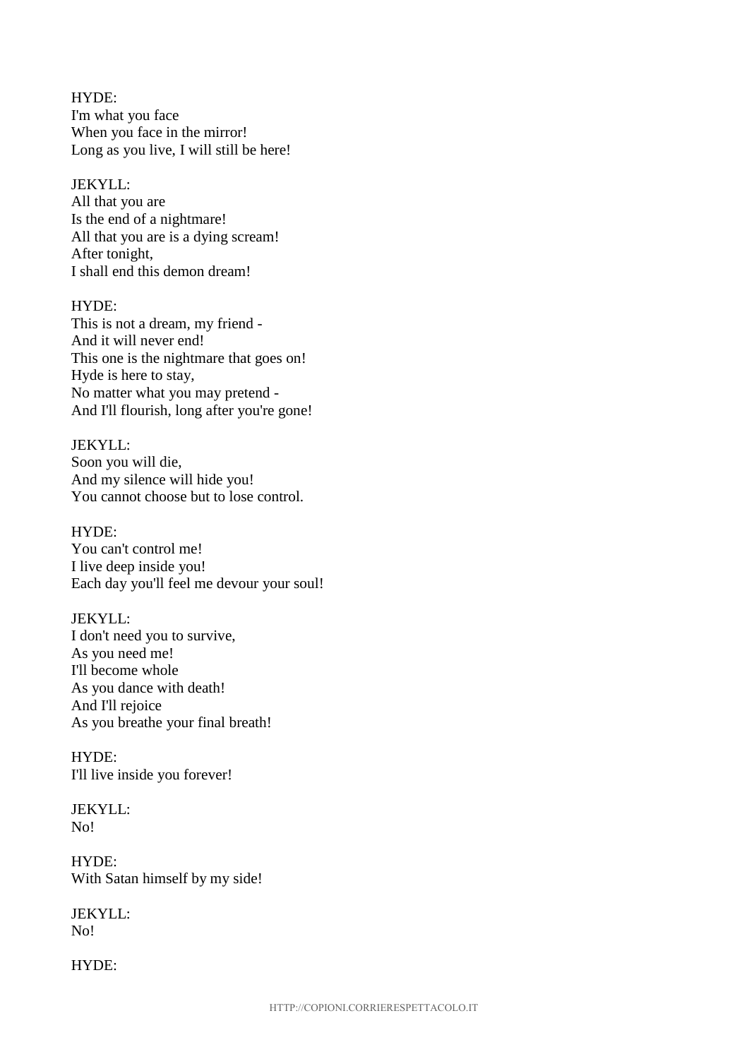HYDE:
I'm what you face
When you face in the mirror!
Long as you live, I will still be here!

JEKYLL:
All that you are
Is the end of a nightmare!
All that you are is a dying scream!
After tonight,
I shall end this demon dream!

HYDE:
This is not a dream, my friend -
And it will never end!
This one is the nightmare that goes on!
Hyde is here to stay,
No matter what you may pretend -
And I'll flourish, long after you're gone!

JEKYLL:
Soon you will die,
And my silence will hide you!
You cannot choose but to lose control.

HYDE:
You can't control me!
I live deep inside you!
Each day you'll feel me devour your soul!

JEKYLL:
I don't need you to survive,
As you need me!
I'll become whole
As you dance with death!
And I'll rejoice
As you breathe your final breath!

HYDE:
I'll live inside you forever!

JEKYLL:
No!

HYDE:
With Satan himself by my side!

JEKYLL:
No!

HYDE: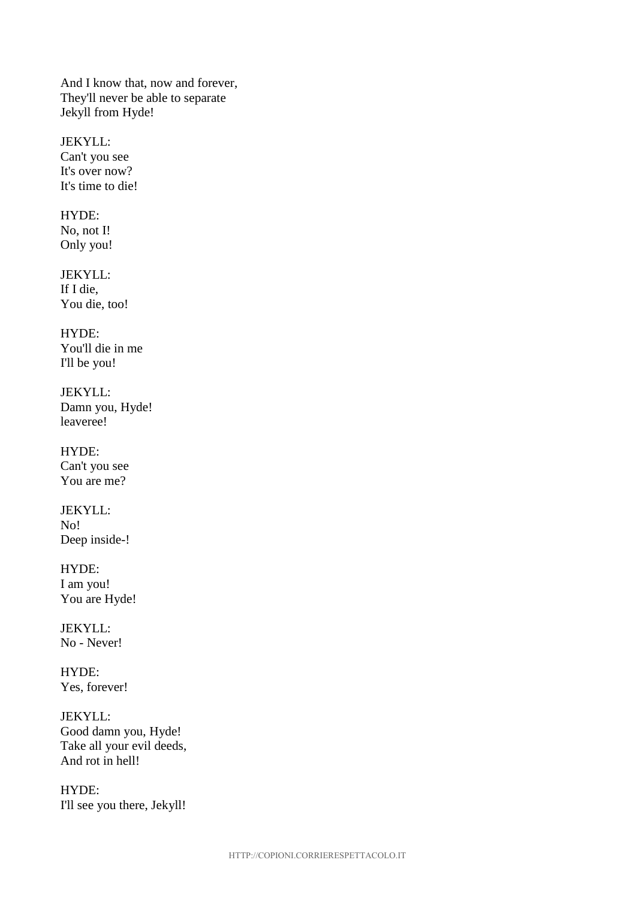And I know that, now and forever,
They'll never be able to separate
Jekyll from Hyde!

JEKYLL:
Can't you see
It's over now?
It's time to die!

HYDE:
No, not I!
Only you!

JEKYLL:
If I die,
You die, too!

HYDE:
You'll die in me
I'll be you!

JEKYLL:
Damn you, Hyde!
leaveree!

HYDE:
Can't you see
You are me?

JEKYLL:
No!
Deep inside-!

HYDE:
I am you!
You are Hyde!

JEKYLL:
No - Never!

HYDE:
Yes, forever!

JEKYLL:
Good damn you, Hyde!
Take all your evil deeds,
And rot in hell!

HYDE:
I'll see you there, Jekyll!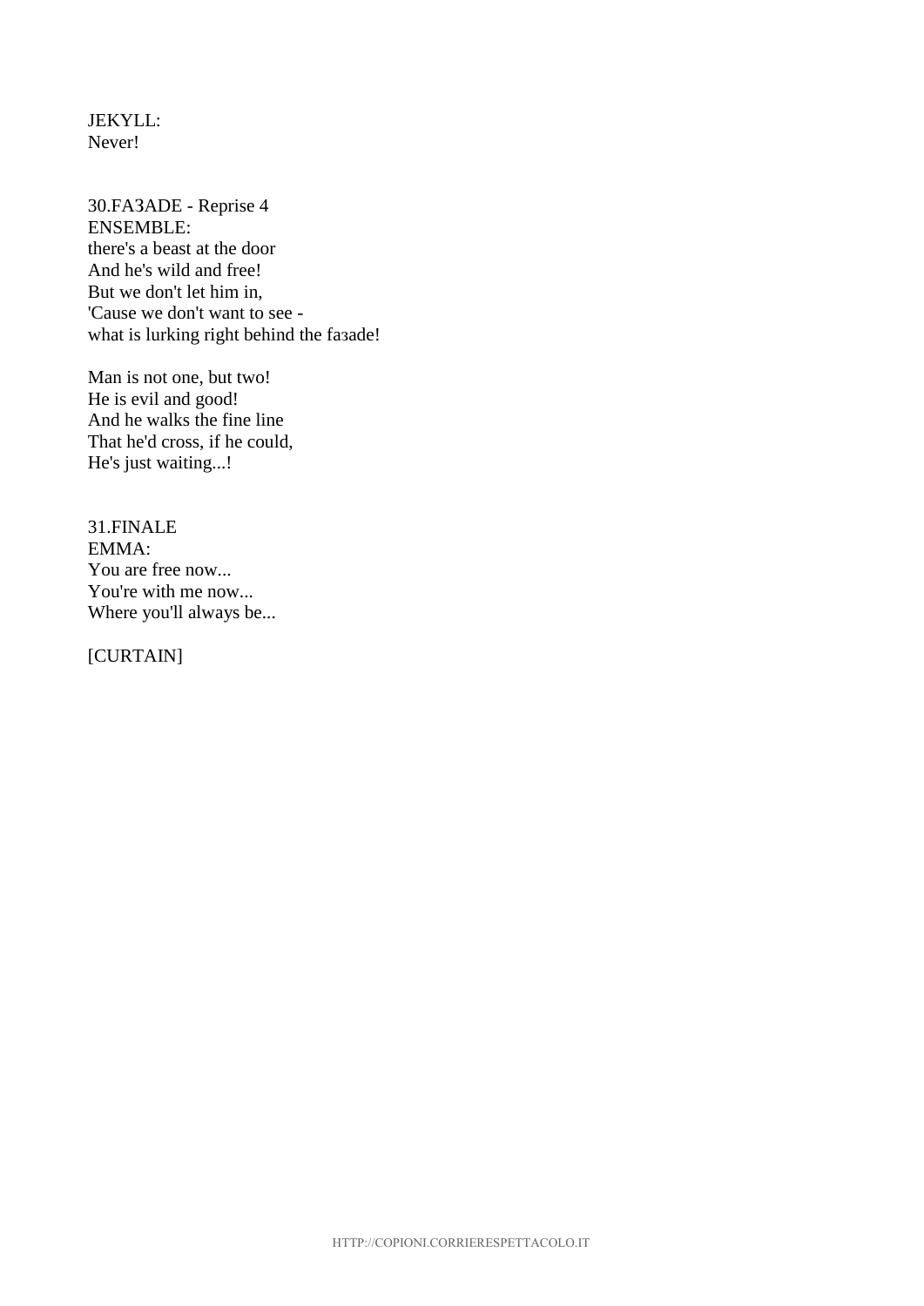JEKYLL:
Never!

30.FAЗADE - Reprise 4
ENSEMBLE:
there's a beast at the door
And he's wild and free!
But we don't let him in,
'Cause we don't want to see -
what is lurking right behind the faзade!

Man is not one, but two!
He is evil and good!
And he walks the fine line
That he'd cross, if he could,
He's just waiting...!

31.FINALE
EMMA:
You are free now...
You're with me now...
Where you'll always be...

[CURTAIN]